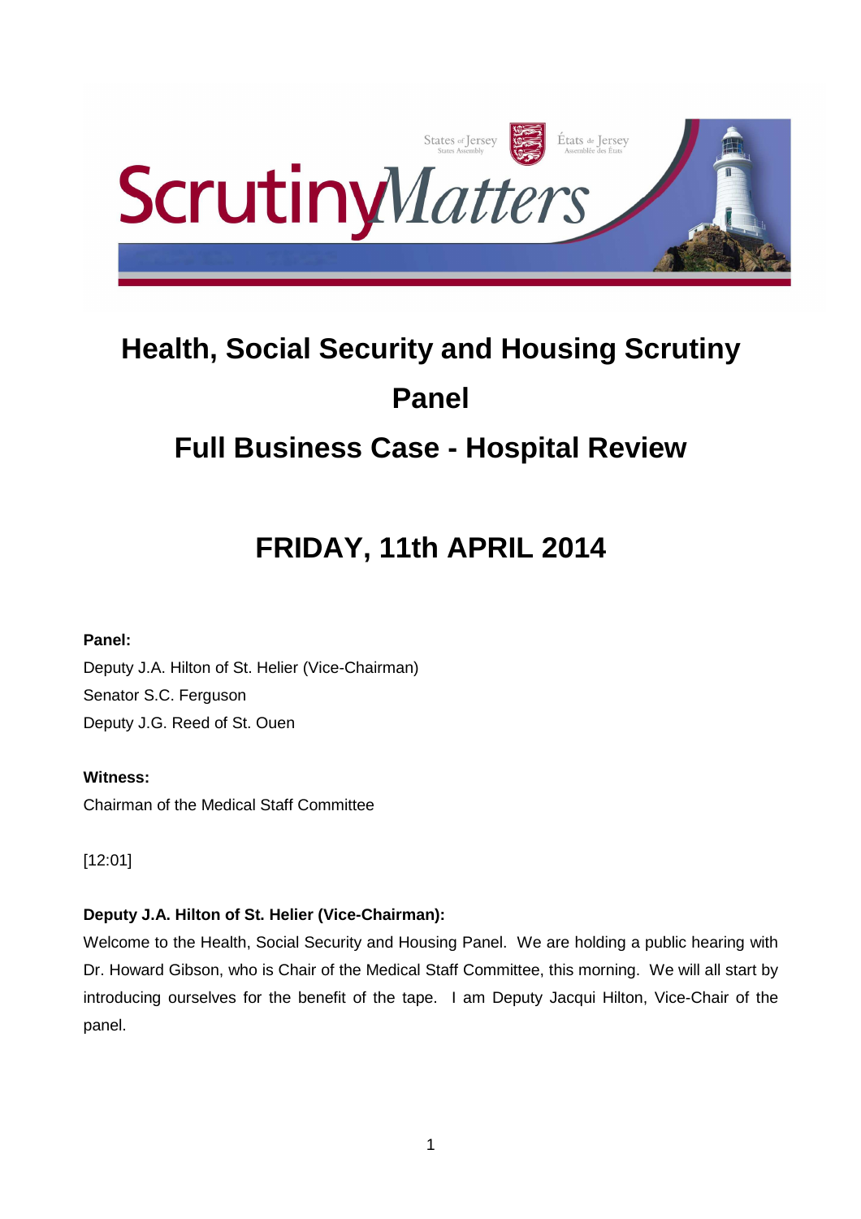# Health, Social Security and Housing Scrutiny Panel

## Full Business Case - Hospital Review

## FRIDAY, 11th APRIL 2014

**Panel:**

Deputy J.A. Hilton of St. Helier (Vice-Chairman)
Senator S.C. Ferguson
Deputy J.G. Reed of St. Ouen

**Witness:**

Chairman of the Medical Staff Committee

[12:01]

**Deputy J.A. Hilton of St. Helier (Vice-Chairman):**

Welcome to the Health, Social Security and Housing Panel. We are holding a public hearing with Dr. Howard Gibson, who is Chair of the Medical Staff Committee, this morning. We will all start by introducing ourselves for the benefit of the tape. I am Deputy Jacqui Hilton, Vice-Chair of the panel.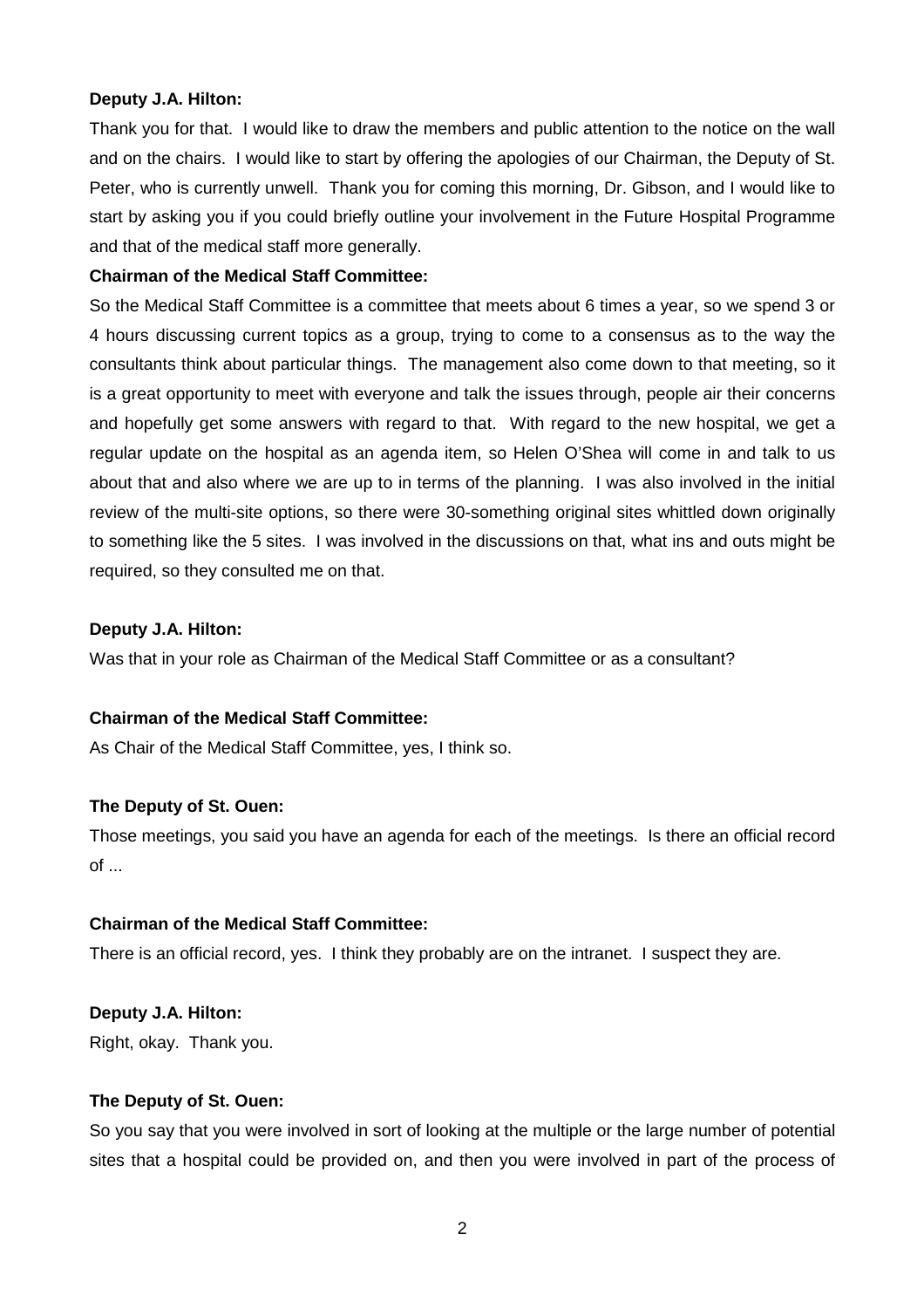**Deputy J.A. Hilton:**

Thank you for that. I would like to draw the members and public attention to the notice on the wall and on the chairs. I would like to start by offering the apologies of our Chairman, the Deputy of St. Peter, who is currently unwell. Thank you for coming this morning, Dr. Gibson, and I would like to start by asking you if you could briefly outline your involvement in the Future Hospital Programme and that of the medical staff more generally.

**Chairman of the Medical Staff Committee:**

So the Medical Staff Committee is a committee that meets about 6 times a year, so we spend 3 or 4 hours discussing current topics as a group, trying to come to a consensus as to the way the consultants think about particular things. The management also come down to that meeting, so it is a great opportunity to meet with everyone and talk the issues through, people air their concerns and hopefully get some answers with regard to that. With regard to the new hospital, we get a regular update on the hospital as an agenda item, so Helen O'Shea will come in and talk to us about that and also where we are up to in terms of the planning. I was also involved in the initial review of the multi-site options, so there were 30-something original sites whittled down originally to something like the 5 sites. I was involved in the discussions on that, what ins and outs might be required, so they consulted me on that.

**Deputy J.A. Hilton:**

Was that in your role as Chairman of the Medical Staff Committee or as a consultant?

**Chairman of the Medical Staff Committee:**

As Chair of the Medical Staff Committee, yes, I think so.

**The Deputy of St. Ouen:**

Those meetings, you said you have an agenda for each of the meetings. Is there an official record of ...

**Chairman of the Medical Staff Committee:**

There is an official record, yes. I think they probably are on the intranet. I suspect they are.

**Deputy J.A. Hilton:**

Right, okay. Thank you.

**The Deputy of St. Ouen:**

So you say that you were involved in sort of looking at the multiple or the large number of potential sites that a hospital could be provided on, and then you were involved in part of the process of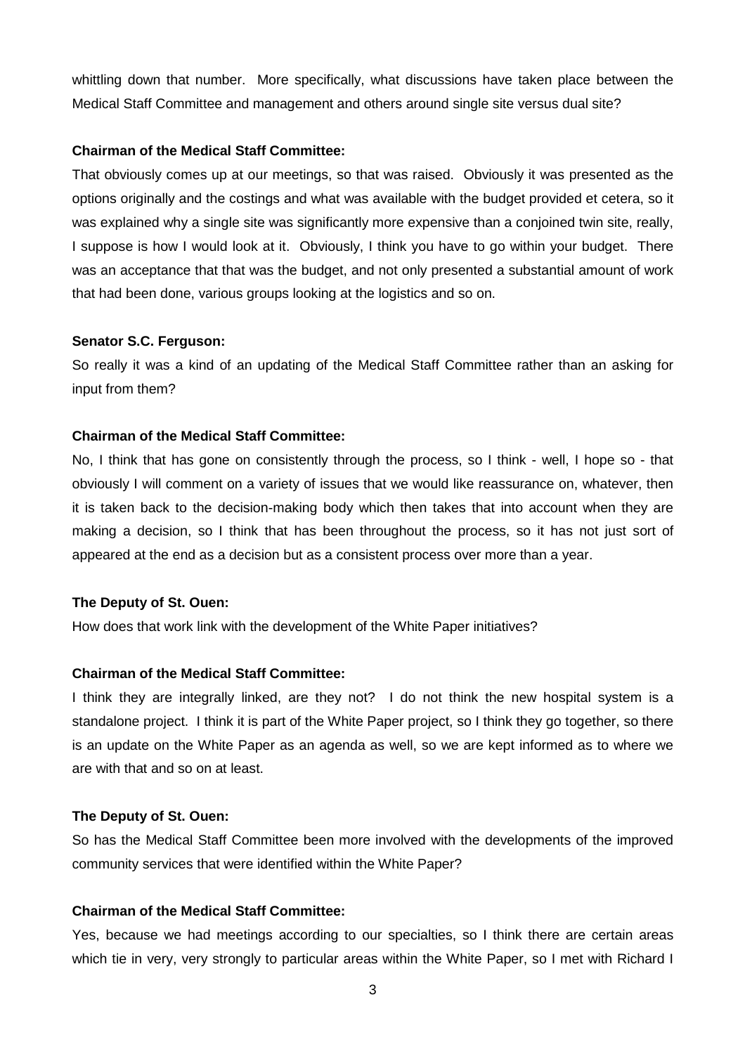whittling down that number. More specifically, what discussions have taken place between the Medical Staff Committee and management and others around single site versus dual site?

**Chairman of the Medical Staff Committee:**

That obviously comes up at our meetings, so that was raised. Obviously it was presented as the options originally and the costings and what was available with the budget provided et cetera, so it was explained why a single site was significantly more expensive than a conjoined twin site, really, I suppose is how I would look at it. Obviously, I think you have to go within your budget. There was an acceptance that that was the budget, and not only presented a substantial amount of work that had been done, various groups looking at the logistics and so on.

**Senator S.C. Ferguson:**

So really it was a kind of an updating of the Medical Staff Committee rather than an asking for input from them?

**Chairman of the Medical Staff Committee:**

No, I think that has gone on consistently through the process, so I think - well, I hope so - that obviously I will comment on a variety of issues that we would like reassurance on, whatever, then it is taken back to the decision-making body which then takes that into account when they are making a decision, so I think that has been throughout the process, so it has not just sort of appeared at the end as a decision but as a consistent process over more than a year.

**The Deputy of St. Ouen:**

How does that work link with the development of the White Paper initiatives?

**Chairman of the Medical Staff Committee:**

I think they are integrally linked, are they not? I do not think the new hospital system is a standalone project. I think it is part of the White Paper project, so I think they go together, so there is an update on the White Paper as an agenda as well, so we are kept informed as to where we are with that and so on at least.

**The Deputy of St. Ouen:**

So has the Medical Staff Committee been more involved with the developments of the improved community services that were identified within the White Paper?

**Chairman of the Medical Staff Committee:**

Yes, because we had meetings according to our specialties, so I think there are certain areas which tie in very, very strongly to particular areas within the White Paper, so I met with Richard I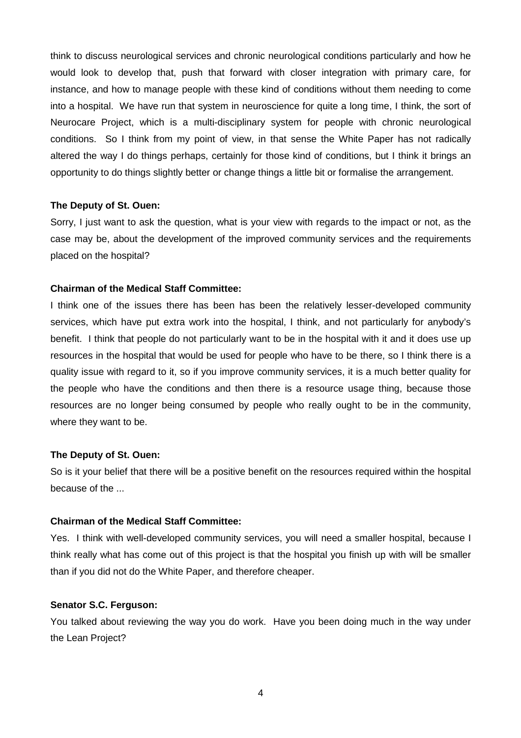think to discuss neurological services and chronic neurological conditions particularly and how he would look to develop that, push that forward with closer integration with primary care, for instance, and how to manage people with these kind of conditions without them needing to come into a hospital. We have run that system in neuroscience for quite a long time, I think, the sort of Neurocare Project, which is a multi-disciplinary system for people with chronic neurological conditions. So I think from my point of view, in that sense the White Paper has not radically altered the way I do things perhaps, certainly for those kind of conditions, but I think it brings an opportunity to do things slightly better or change things a little bit or formalise the arrangement.

**The Deputy of St. Ouen:**

Sorry, I just want to ask the question, what is your view with regards to the impact or not, as the case may be, about the development of the improved community services and the requirements placed on the hospital?

**Chairman of the Medical Staff Committee:**

I think one of the issues there has been has been the relatively lesser-developed community services, which have put extra work into the hospital, I think, and not particularly for anybody's benefit. I think that people do not particularly want to be in the hospital with it and it does use up resources in the hospital that would be used for people who have to be there, so I think there is a quality issue with regard to it, so if you improve community services, it is a much better quality for the people who have the conditions and then there is a resource usage thing, because those resources are no longer being consumed by people who really ought to be in the community, where they want to be.

**The Deputy of St. Ouen:**

So is it your belief that there will be a positive benefit on the resources required within the hospital because of the ...

**Chairman of the Medical Staff Committee:**

Yes. I think with well-developed community services, you will need a smaller hospital, because I think really what has come out of this project is that the hospital you finish up with will be smaller than if you did not do the White Paper, and therefore cheaper.

**Senator S.C. Ferguson:**

You talked about reviewing the way you do work. Have you been doing much in the way under the Lean Project?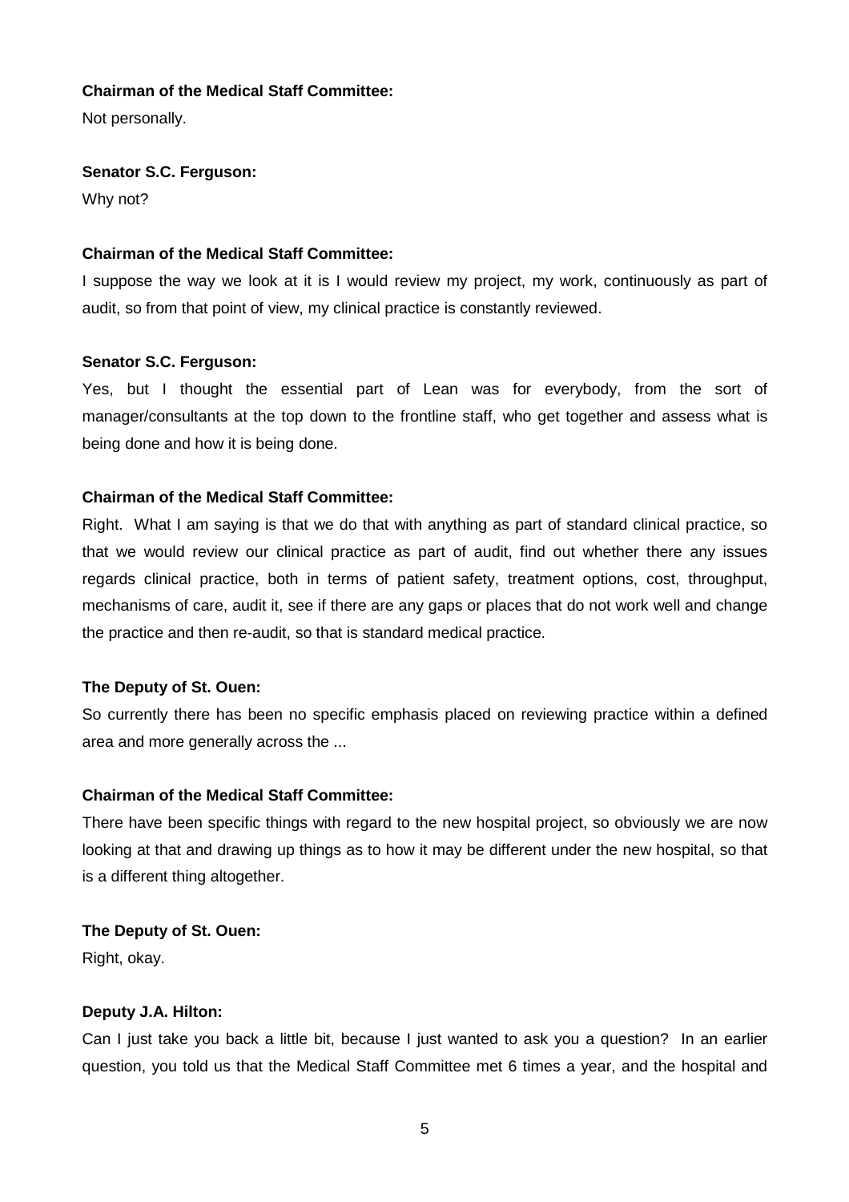**Chairman of the Medical Staff Committee:**

Not personally.

**Senator S.C. Ferguson:**

Why not?

**Chairman of the Medical Staff Committee:**

I suppose the way we look at it is I would review my project, my work, continuously as part of audit, so from that point of view, my clinical practice is constantly reviewed.

**Senator S.C. Ferguson:**

Yes, but I thought the essential part of Lean was for everybody, from the sort of manager/consultants at the top down to the frontline staff, who get together and assess what is being done and how it is being done.

**Chairman of the Medical Staff Committee:**

Right. What I am saying is that we do that with anything as part of standard clinical practice, so that we would review our clinical practice as part of audit, find out whether there any issues regards clinical practice, both in terms of patient safety, treatment options, cost, throughput, mechanisms of care, audit it, see if there are any gaps or places that do not work well and change the practice and then re-audit, so that is standard medical practice.

**The Deputy of St. Ouen:**

So currently there has been no specific emphasis placed on reviewing practice within a defined area and more generally across the ...

**Chairman of the Medical Staff Committee:**

There have been specific things with regard to the new hospital project, so obviously we are now looking at that and drawing up things as to how it may be different under the new hospital, so that is a different thing altogether.

**The Deputy of St. Ouen:**

Right, okay.

**Deputy J.A. Hilton:**

Can I just take you back a little bit, because I just wanted to ask you a question? In an earlier question, you told us that the Medical Staff Committee met 6 times a year, and the hospital and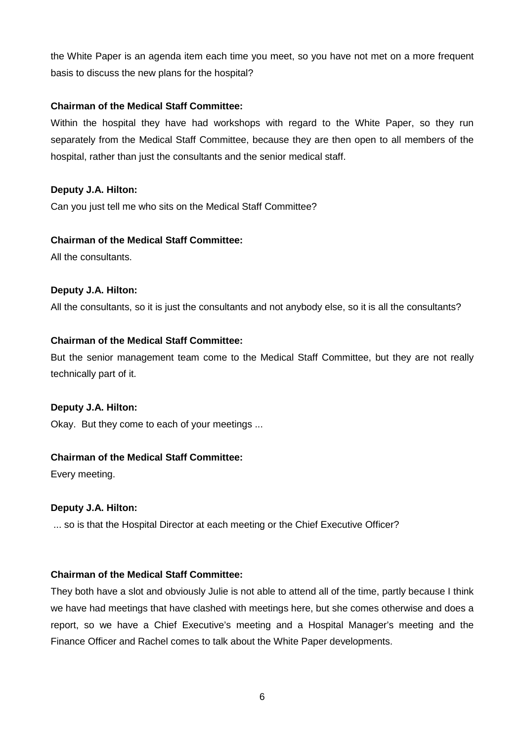the White Paper is an agenda item each time you meet, so you have not met on a more frequent basis to discuss the new plans for the hospital?

**Chairman of the Medical Staff Committee:**

Within the hospital they have had workshops with regard to the White Paper, so they run separately from the Medical Staff Committee, because they are then open to all members of the hospital, rather than just the consultants and the senior medical staff.

**Deputy J.A. Hilton:**

Can you just tell me who sits on the Medical Staff Committee?

**Chairman of the Medical Staff Committee:**

All the consultants.

**Deputy J.A. Hilton:**

All the consultants, so it is just the consultants and not anybody else, so it is all the consultants?

**Chairman of the Medical Staff Committee:**

But the senior management team come to the Medical Staff Committee, but they are not really technically part of it.

**Deputy J.A. Hilton:**

Okay. But they come to each of your meetings ...

**Chairman of the Medical Staff Committee:**

Every meeting.

**Deputy J.A. Hilton:**

... so is that the Hospital Director at each meeting or the Chief Executive Officer?

**Chairman of the Medical Staff Committee:**

They both have a slot and obviously Julie is not able to attend all of the time, partly because I think we have had meetings that have clashed with meetings here, but she comes otherwise and does a report, so we have a Chief Executive's meeting and a Hospital Manager's meeting and the Finance Officer and Rachel comes to talk about the White Paper developments.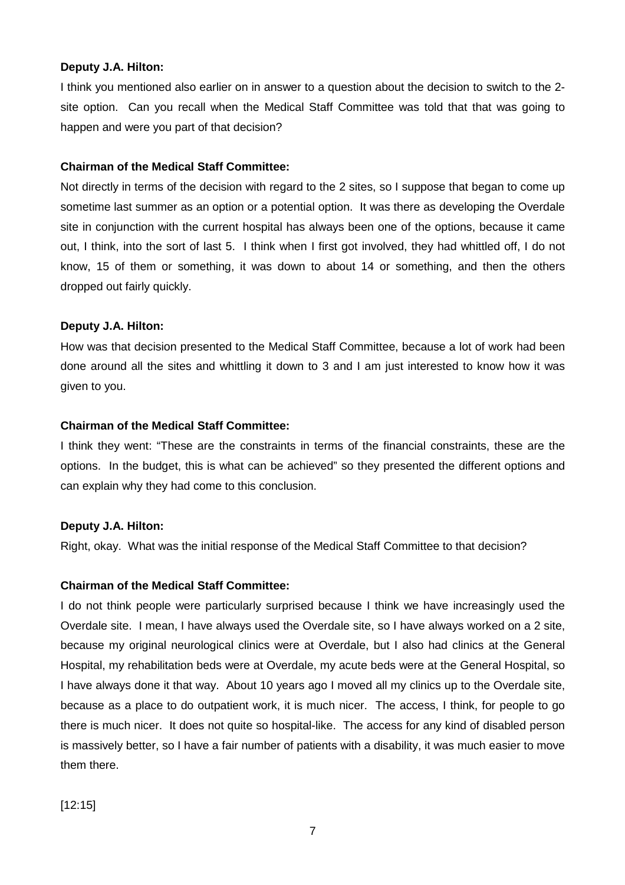**Deputy J.A. Hilton:**

I think you mentioned also earlier on in answer to a question about the decision to switch to the 2-site option. Can you recall when the Medical Staff Committee was told that that was going to happen and were you part of that decision?

**Chairman of the Medical Staff Committee:**

Not directly in terms of the decision with regard to the 2 sites, so I suppose that began to come up sometime last summer as an option or a potential option. It was there as developing the Overdale site in conjunction with the current hospital has always been one of the options, because it came out, I think, into the sort of last 5. I think when I first got involved, they had whittled off, I do not know, 15 of them or something, it was down to about 14 or something, and then the others dropped out fairly quickly.

**Deputy J.A. Hilton:**

How was that decision presented to the Medical Staff Committee, because a lot of work had been done around all the sites and whittling it down to 3 and I am just interested to know how it was given to you.

**Chairman of the Medical Staff Committee:**

I think they went: "These are the constraints in terms of the financial constraints, these are the options. In the budget, this is what can be achieved" so they presented the different options and can explain why they had come to this conclusion.

**Deputy J.A. Hilton:**

Right, okay. What was the initial response of the Medical Staff Committee to that decision?

**Chairman of the Medical Staff Committee:**

I do not think people were particularly surprised because I think we have increasingly used the Overdale site. I mean, I have always used the Overdale site, so I have always worked on a 2 site, because my original neurological clinics were at Overdale, but I also had clinics at the General Hospital, my rehabilitation beds were at Overdale, my acute beds were at the General Hospital, so I have always done it that way. About 10 years ago I moved all my clinics up to the Overdale site, because as a place to do outpatient work, it is much nicer. The access, I think, for people to go there is much nicer. It does not quite so hospital-like. The access for any kind of disabled person is massively better, so I have a fair number of patients with a disability, it was much easier to move them there.

[12:15]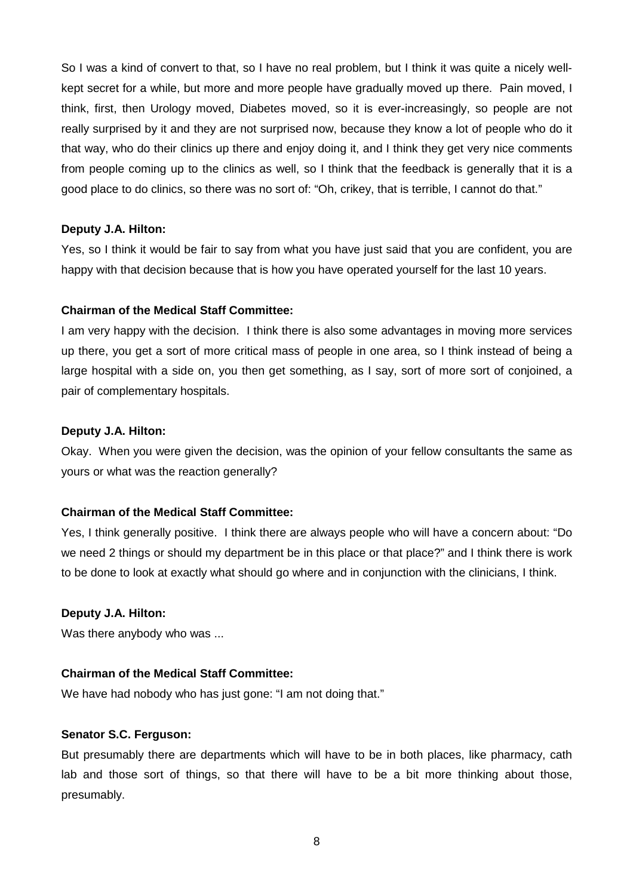So I was a kind of convert to that, so I have no real problem, but I think it was quite a nicely well-kept secret for a while, but more and more people have gradually moved up there. Pain moved, I think, first, then Urology moved, Diabetes moved, so it is ever-increasingly, so people are not really surprised by it and they are not surprised now, because they know a lot of people who do it that way, who do their clinics up there and enjoy doing it, and I think they get very nice comments from people coming up to the clinics as well, so I think that the feedback is generally that it is a good place to do clinics, so there was no sort of: "Oh, crikey, that is terrible, I cannot do that."

**Deputy J.A. Hilton:**

Yes, so I think it would be fair to say from what you have just said that you are confident, you are happy with that decision because that is how you have operated yourself for the last 10 years.

**Chairman of the Medical Staff Committee:**

I am very happy with the decision. I think there is also some advantages in moving more services up there, you get a sort of more critical mass of people in one area, so I think instead of being a large hospital with a side on, you then get something, as I say, sort of more sort of conjoined, a pair of complementary hospitals.

**Deputy J.A. Hilton:**

Okay. When you were given the decision, was the opinion of your fellow consultants the same as yours or what was the reaction generally?

**Chairman of the Medical Staff Committee:**

Yes, I think generally positive. I think there are always people who will have a concern about: "Do we need 2 things or should my department be in this place or that place?" and I think there is work to be done to look at exactly what should go where and in conjunction with the clinicians, I think.

**Deputy J.A. Hilton:**

Was there anybody who was ...

**Chairman of the Medical Staff Committee:**

We have had nobody who has just gone: "I am not doing that."

**Senator S.C. Ferguson:**

But presumably there are departments which will have to be in both places, like pharmacy, cath lab and those sort of things, so that there will have to be a bit more thinking about those, presumably.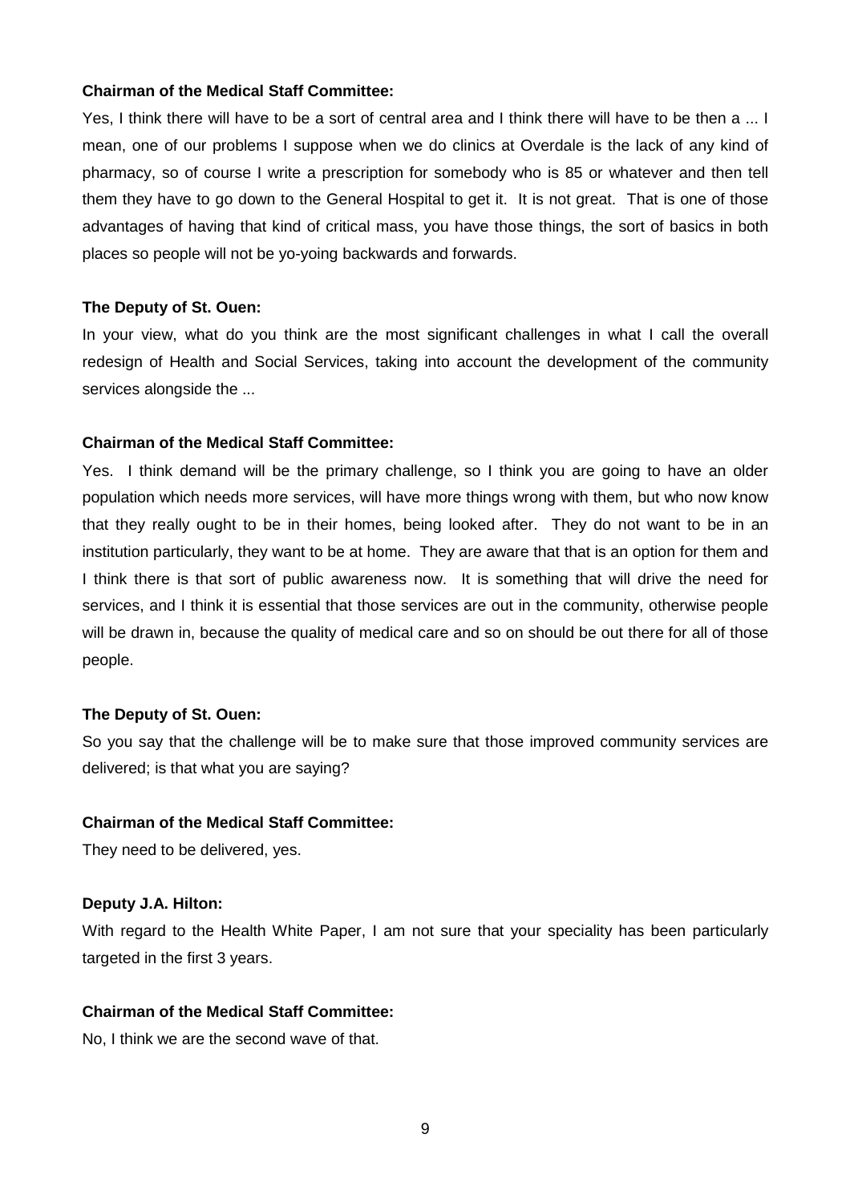**Chairman of the Medical Staff Committee:**

Yes, I think there will have to be a sort of central area and I think there will have to be then a ... I mean, one of our problems I suppose when we do clinics at Overdale is the lack of any kind of pharmacy, so of course I write a prescription for somebody who is 85 or whatever and then tell them they have to go down to the General Hospital to get it. It is not great. That is one of those advantages of having that kind of critical mass, you have those things, the sort of basics in both places so people will not be yo-yoing backwards and forwards.

**The Deputy of St. Ouen:**

In your view, what do you think are the most significant challenges in what I call the overall redesign of Health and Social Services, taking into account the development of the community services alongside the ...

**Chairman of the Medical Staff Committee:**

Yes. I think demand will be the primary challenge, so I think you are going to have an older population which needs more services, will have more things wrong with them, but who now know that they really ought to be in their homes, being looked after. They do not want to be in an institution particularly, they want to be at home. They are aware that that is an option for them and I think there is that sort of public awareness now. It is something that will drive the need for services, and I think it is essential that those services are out in the community, otherwise people will be drawn in, because the quality of medical care and so on should be out there for all of those people.

**The Deputy of St. Ouen:**

So you say that the challenge will be to make sure that those improved community services are delivered; is that what you are saying?

**Chairman of the Medical Staff Committee:**

They need to be delivered, yes.

**Deputy J.A. Hilton:**

With regard to the Health White Paper, I am not sure that your speciality has been particularly targeted in the first 3 years.

**Chairman of the Medical Staff Committee:**

No, I think we are the second wave of that.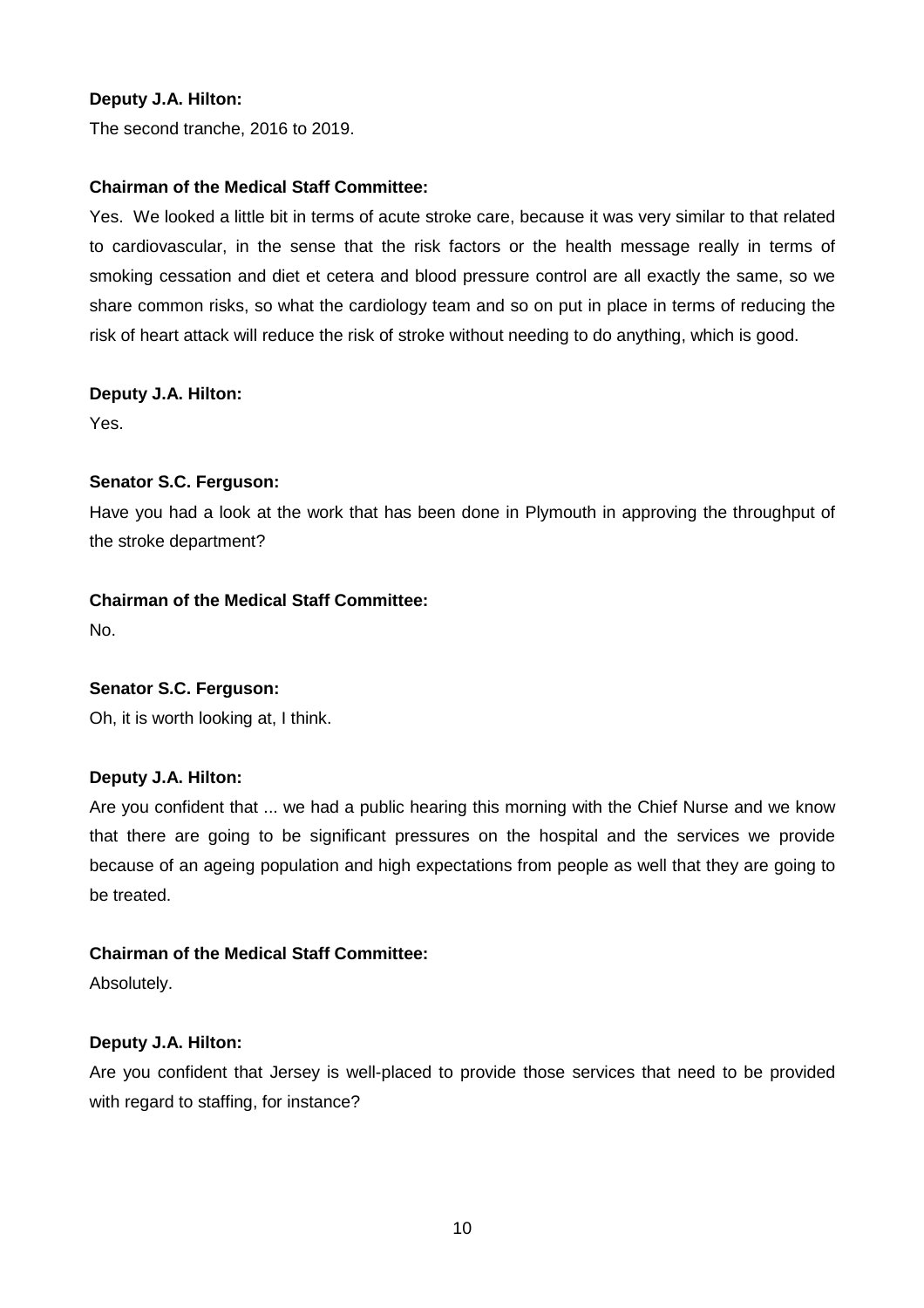**Deputy J.A. Hilton:**

The second tranche, 2016 to 2019.

**Chairman of the Medical Staff Committee:**

Yes. We looked a little bit in terms of acute stroke care, because it was very similar to that related to cardiovascular, in the sense that the risk factors or the health message really in terms of smoking cessation and diet et cetera and blood pressure control are all exactly the same, so we share common risks, so what the cardiology team and so on put in place in terms of reducing the risk of heart attack will reduce the risk of stroke without needing to do anything, which is good.

**Deputy J.A. Hilton:**

Yes.

**Senator S.C. Ferguson:**

Have you had a look at the work that has been done in Plymouth in approving the throughput of the stroke department?

**Chairman of the Medical Staff Committee:**

No.

**Senator S.C. Ferguson:**

Oh, it is worth looking at, I think.

**Deputy J.A. Hilton:**

Are you confident that ... we had a public hearing this morning with the Chief Nurse and we know that there are going to be significant pressures on the hospital and the services we provide because of an ageing population and high expectations from people as well that they are going to be treated.

**Chairman of the Medical Staff Committee:**

Absolutely.

**Deputy J.A. Hilton:**

Are you confident that Jersey is well-placed to provide those services that need to be provided with regard to staffing, for instance?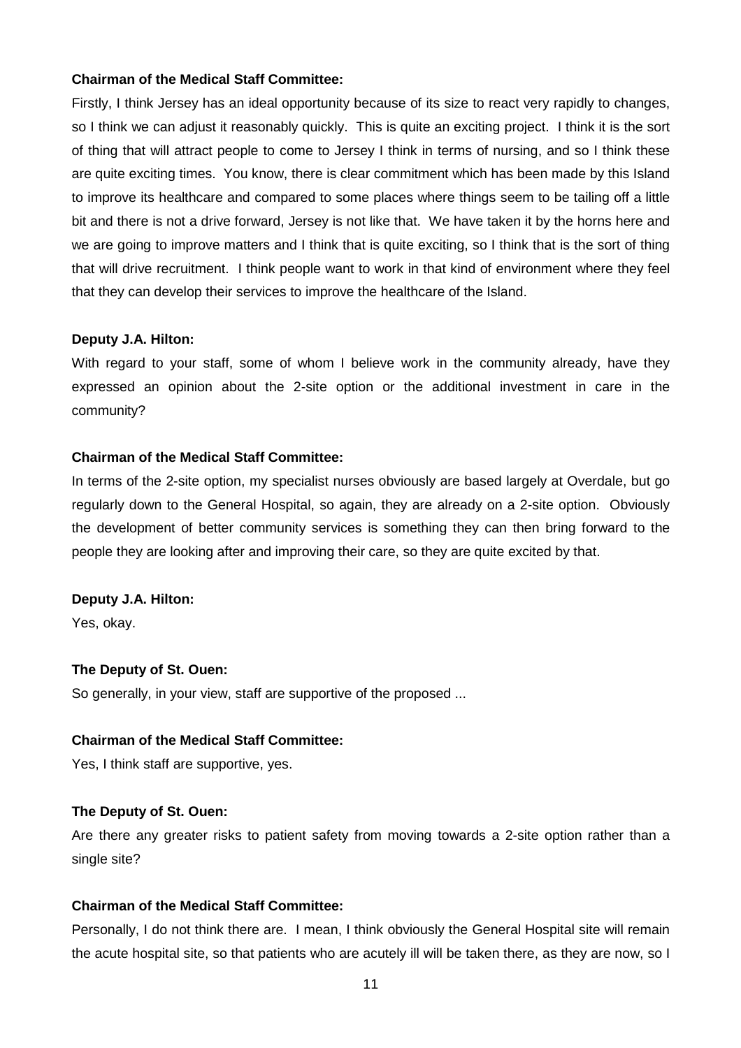**Chairman of the Medical Staff Committee:**

Firstly, I think Jersey has an ideal opportunity because of its size to react very rapidly to changes, so I think we can adjust it reasonably quickly. This is quite an exciting project. I think it is the sort of thing that will attract people to come to Jersey I think in terms of nursing, and so I think these are quite exciting times. You know, there is clear commitment which has been made by this Island to improve its healthcare and compared to some places where things seem to be tailing off a little bit and there is not a drive forward, Jersey is not like that. We have taken it by the horns here and we are going to improve matters and I think that is quite exciting, so I think that is the sort of thing that will drive recruitment. I think people want to work in that kind of environment where they feel that they can develop their services to improve the healthcare of the Island.

**Deputy J.A. Hilton:**

With regard to your staff, some of whom I believe work in the community already, have they expressed an opinion about the 2-site option or the additional investment in care in the community?

**Chairman of the Medical Staff Committee:**

In terms of the 2-site option, my specialist nurses obviously are based largely at Overdale, but go regularly down to the General Hospital, so again, they are already on a 2-site option. Obviously the development of better community services is something they can then bring forward to the people they are looking after and improving their care, so they are quite excited by that.

**Deputy J.A. Hilton:**

Yes, okay.

**The Deputy of St. Ouen:**

So generally, in your view, staff are supportive of the proposed ...

**Chairman of the Medical Staff Committee:**

Yes, I think staff are supportive, yes.

**The Deputy of St. Ouen:**

Are there any greater risks to patient safety from moving towards a 2-site option rather than a single site?

**Chairman of the Medical Staff Committee:**

Personally, I do not think there are. I mean, I think obviously the General Hospital site will remain the acute hospital site, so that patients who are acutely ill will be taken there, as they are now, so I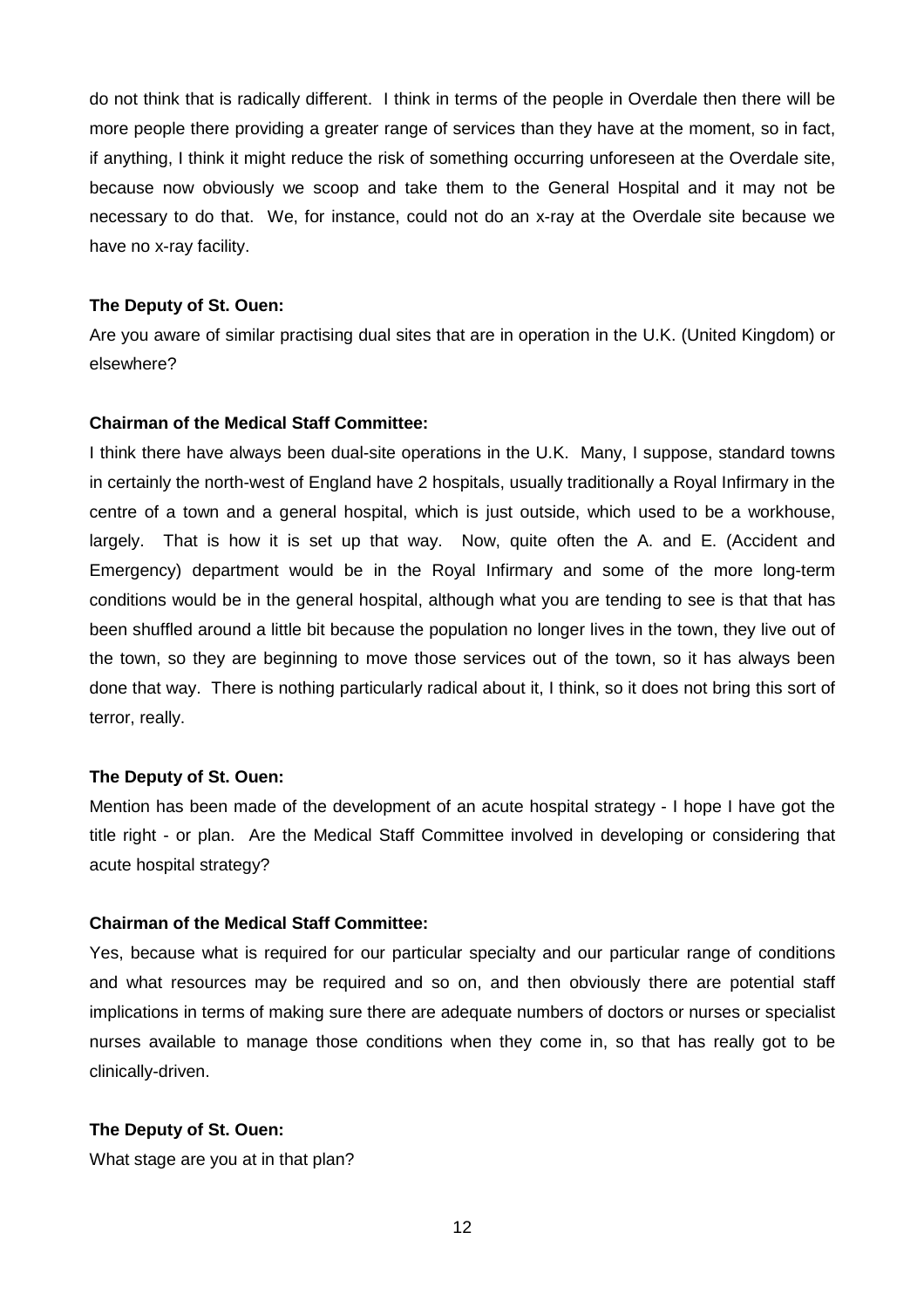do not think that is radically different. I think in terms of the people in Overdale then there will be more people there providing a greater range of services than they have at the moment, so in fact, if anything, I think it might reduce the risk of something occurring unforeseen at the Overdale site, because now obviously we scoop and take them to the General Hospital and it may not be necessary to do that. We, for instance, could not do an x-ray at the Overdale site because we have no x-ray facility.

**The Deputy of St. Ouen:**

Are you aware of similar practising dual sites that are in operation in the U.K. (United Kingdom) or elsewhere?

**Chairman of the Medical Staff Committee:**

I think there have always been dual-site operations in the U.K. Many, I suppose, standard towns in certainly the north-west of England have 2 hospitals, usually traditionally a Royal Infirmary in the centre of a town and a general hospital, which is just outside, which used to be a workhouse, largely. That is how it is set up that way. Now, quite often the A. and E. (Accident and Emergency) department would be in the Royal Infirmary and some of the more long-term conditions would be in the general hospital, although what you are tending to see is that that has been shuffled around a little bit because the population no longer lives in the town, they live out of the town, so they are beginning to move those services out of the town, so it has always been done that way. There is nothing particularly radical about it, I think, so it does not bring this sort of terror, really.

**The Deputy of St. Ouen:**

Mention has been made of the development of an acute hospital strategy - I hope I have got the title right - or plan. Are the Medical Staff Committee involved in developing or considering that acute hospital strategy?

**Chairman of the Medical Staff Committee:**

Yes, because what is required for our particular specialty and our particular range of conditions and what resources may be required and so on, and then obviously there are potential staff implications in terms of making sure there are adequate numbers of doctors or nurses or specialist nurses available to manage those conditions when they come in, so that has really got to be clinically-driven.

**The Deputy of St. Ouen:**

What stage are you at in that plan?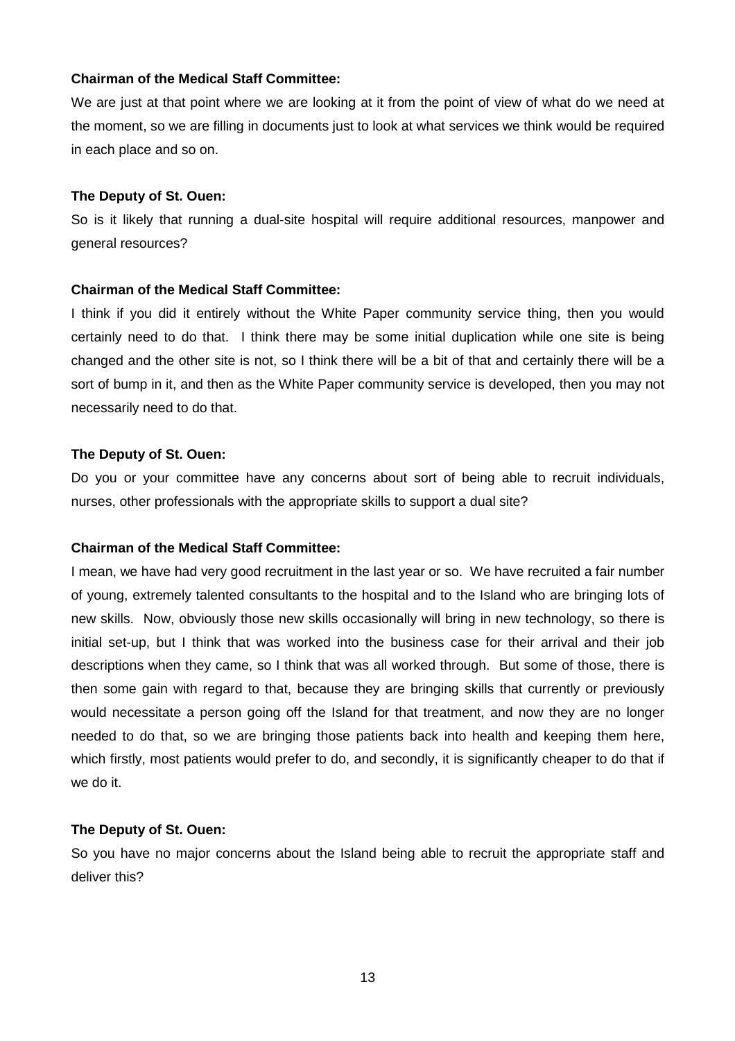**Chairman of the Medical Staff Committee:**

We are just at that point where we are looking at it from the point of view of what do we need at the moment, so we are filling in documents just to look at what services we think would be required in each place and so on.

**The Deputy of St. Ouen:**

So is it likely that running a dual-site hospital will require additional resources, manpower and general resources?

**Chairman of the Medical Staff Committee:**

I think if you did it entirely without the White Paper community service thing, then you would certainly need to do that. I think there may be some initial duplication while one site is being changed and the other site is not, so I think there will be a bit of that and certainly there will be a sort of bump in it, and then as the White Paper community service is developed, then you may not necessarily need to do that.

**The Deputy of St. Ouen:**

Do you or your committee have any concerns about sort of being able to recruit individuals, nurses, other professionals with the appropriate skills to support a dual site?

**Chairman of the Medical Staff Committee:**

I mean, we have had very good recruitment in the last year or so. We have recruited a fair number of young, extremely talented consultants to the hospital and to the Island who are bringing lots of new skills. Now, obviously those new skills occasionally will bring in new technology, so there is initial set-up, but I think that was worked into the business case for their arrival and their job descriptions when they came, so I think that was all worked through. But some of those, there is then some gain with regard to that, because they are bringing skills that currently or previously would necessitate a person going off the Island for that treatment, and now they are no longer needed to do that, so we are bringing those patients back into health and keeping them here, which firstly, most patients would prefer to do, and secondly, it is significantly cheaper to do that if we do it.

**The Deputy of St. Ouen:**

So you have no major concerns about the Island being able to recruit the appropriate staff and deliver this?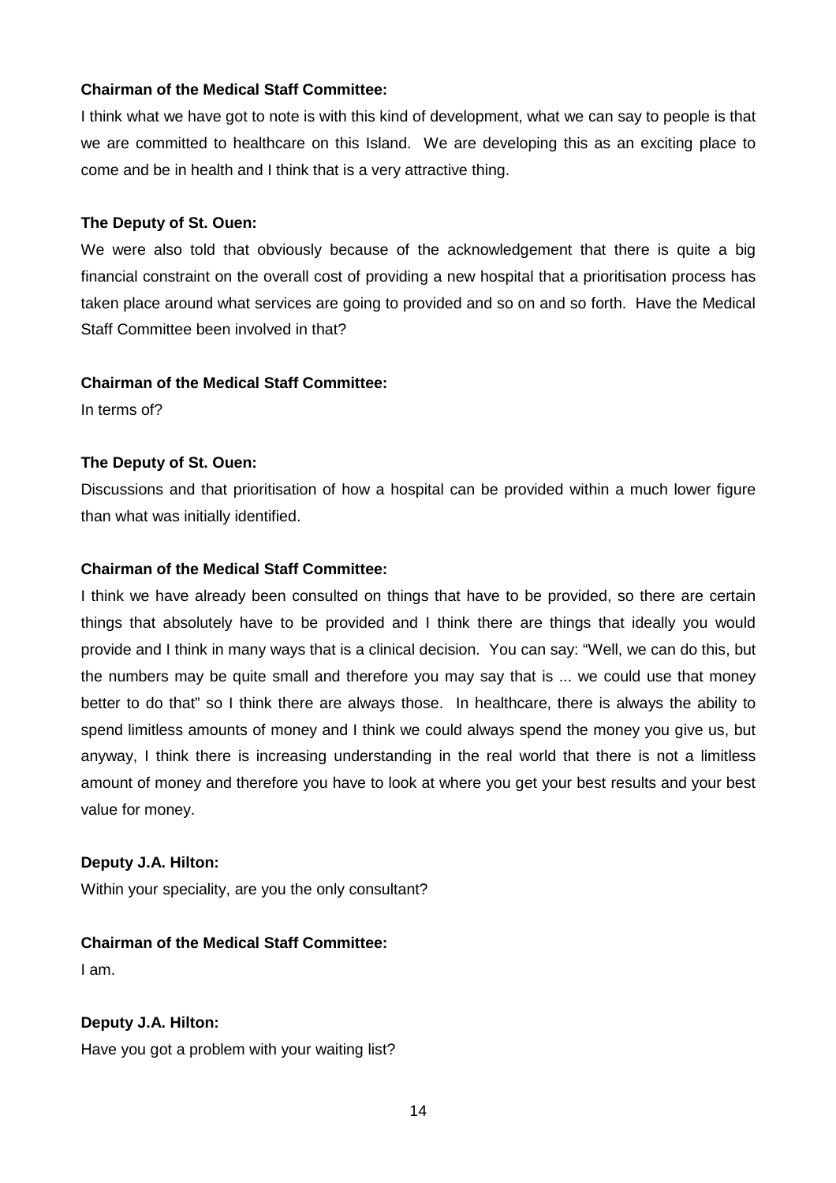**Chairman of the Medical Staff Committee:**

I think what we have got to note is with this kind of development, what we can say to people is that we are committed to healthcare on this Island. We are developing this as an exciting place to come and be in health and I think that is a very attractive thing.

**The Deputy of St. Ouen:**

We were also told that obviously because of the acknowledgement that there is quite a big financial constraint on the overall cost of providing a new hospital that a prioritisation process has taken place around what services are going to provided and so on and so forth. Have the Medical Staff Committee been involved in that?

**Chairman of the Medical Staff Committee:**

In terms of?

**The Deputy of St. Ouen:**

Discussions and that prioritisation of how a hospital can be provided within a much lower figure than what was initially identified.

**Chairman of the Medical Staff Committee:**

I think we have already been consulted on things that have to be provided, so there are certain things that absolutely have to be provided and I think there are things that ideally you would provide and I think in many ways that is a clinical decision. You can say: "Well, we can do this, but the numbers may be quite small and therefore you may say that is ... we could use that money better to do that" so I think there are always those. In healthcare, there is always the ability to spend limitless amounts of money and I think we could always spend the money you give us, but anyway, I think there is increasing understanding in the real world that there is not a limitless amount of money and therefore you have to look at where you get your best results and your best value for money.

**Deputy J.A. Hilton:**

Within your speciality, are you the only consultant?

**Chairman of the Medical Staff Committee:**

I am.

**Deputy J.A. Hilton:**

Have you got a problem with your waiting list?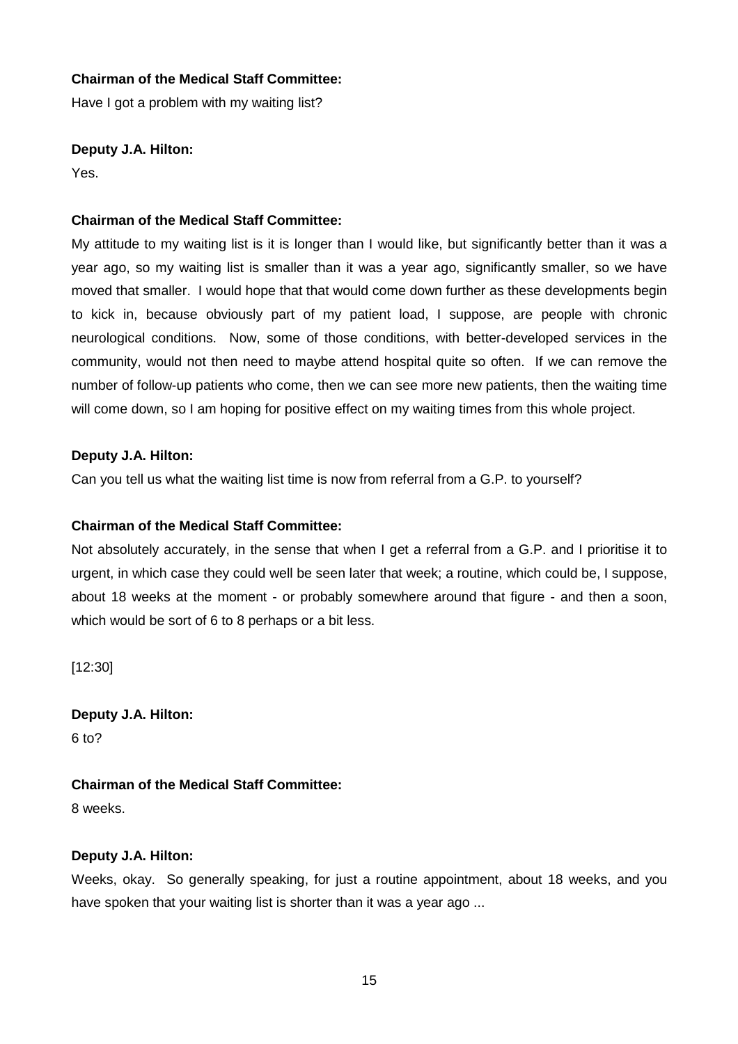**Chairman of the Medical Staff Committee:**

Have I got a problem with my waiting list?

**Deputy J.A. Hilton:**

Yes.

**Chairman of the Medical Staff Committee:**

My attitude to my waiting list is it is longer than I would like, but significantly better than it was a year ago, so my waiting list is smaller than it was a year ago, significantly smaller, so we have moved that smaller. I would hope that that would come down further as these developments begin to kick in, because obviously part of my patient load, I suppose, are people with chronic neurological conditions. Now, some of those conditions, with better-developed services in the community, would not then need to maybe attend hospital quite so often. If we can remove the number of follow-up patients who come, then we can see more new patients, then the waiting time will come down, so I am hoping for positive effect on my waiting times from this whole project.

**Deputy J.A. Hilton:**

Can you tell us what the waiting list time is now from referral from a G.P. to yourself?

**Chairman of the Medical Staff Committee:**

Not absolutely accurately, in the sense that when I get a referral from a G.P. and I prioritise it to urgent, in which case they could well be seen later that week; a routine, which could be, I suppose, about 18 weeks at the moment - or probably somewhere around that figure - and then a soon, which would be sort of 6 to 8 perhaps or a bit less.

[12:30]

**Deputy J.A. Hilton:**

6 to?

**Chairman of the Medical Staff Committee:**

8 weeks.

**Deputy J.A. Hilton:**

Weeks, okay. So generally speaking, for just a routine appointment, about 18 weeks, and you have spoken that your waiting list is shorter than it was a year ago ...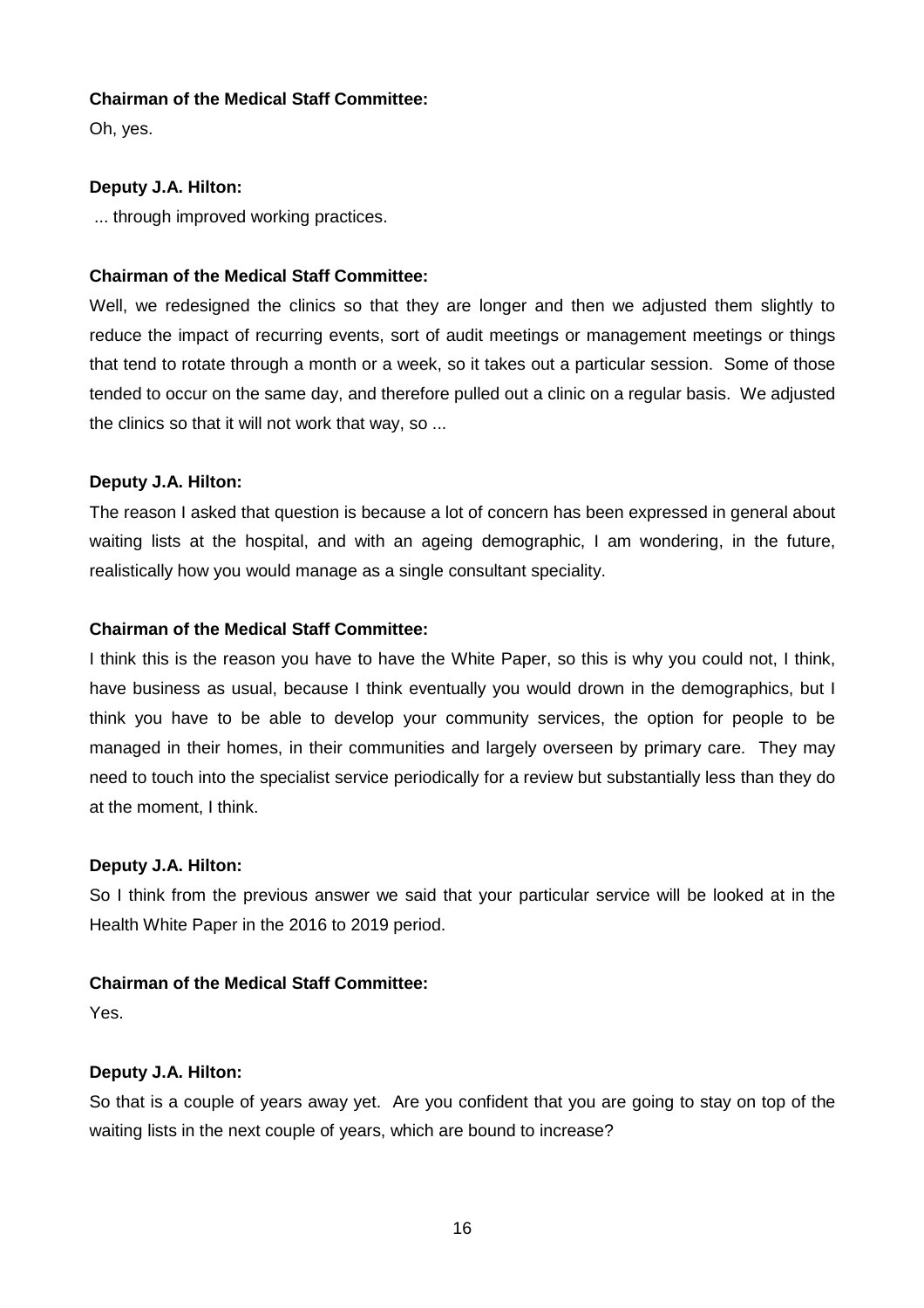**Chairman of the Medical Staff Committee:**

Oh, yes.

**Deputy J.A. Hilton:**

... through improved working practices.

**Chairman of the Medical Staff Committee:**

Well, we redesigned the clinics so that they are longer and then we adjusted them slightly to reduce the impact of recurring events, sort of audit meetings or management meetings or things that tend to rotate through a month or a week, so it takes out a particular session. Some of those tended to occur on the same day, and therefore pulled out a clinic on a regular basis. We adjusted the clinics so that it will not work that way, so ...

**Deputy J.A. Hilton:**

The reason I asked that question is because a lot of concern has been expressed in general about waiting lists at the hospital, and with an ageing demographic, I am wondering, in the future, realistically how you would manage as a single consultant speciality.

**Chairman of the Medical Staff Committee:**

I think this is the reason you have to have the White Paper, so this is why you could not, I think, have business as usual, because I think eventually you would drown in the demographics, but I think you have to be able to develop your community services, the option for people to be managed in their homes, in their communities and largely overseen by primary care. They may need to touch into the specialist service periodically for a review but substantially less than they do at the moment, I think.

**Deputy J.A. Hilton:**

So I think from the previous answer we said that your particular service will be looked at in the Health White Paper in the 2016 to 2019 period.

**Chairman of the Medical Staff Committee:**

Yes.

**Deputy J.A. Hilton:**

So that is a couple of years away yet. Are you confident that you are going to stay on top of the waiting lists in the next couple of years, which are bound to increase?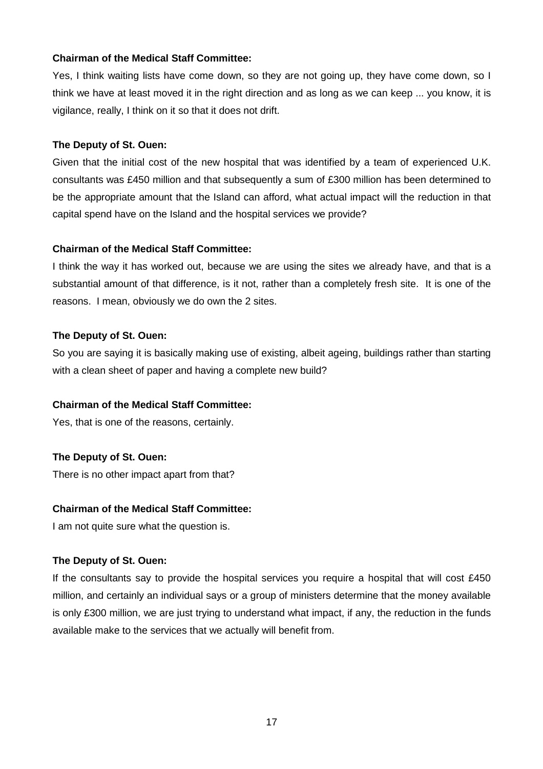**Chairman of the Medical Staff Committee:**

Yes, I think waiting lists have come down, so they are not going up, they have come down, so I think we have at least moved it in the right direction and as long as we can keep ... you know, it is vigilance, really, I think on it so that it does not drift.

**The Deputy of St. Ouen:**

Given that the initial cost of the new hospital that was identified by a team of experienced U.K. consultants was £450 million and that subsequently a sum of £300 million has been determined to be the appropriate amount that the Island can afford, what actual impact will the reduction in that capital spend have on the Island and the hospital services we provide?

**Chairman of the Medical Staff Committee:**

I think the way it has worked out, because we are using the sites we already have, and that is a substantial amount of that difference, is it not, rather than a completely fresh site. It is one of the reasons. I mean, obviously we do own the 2 sites.

**The Deputy of St. Ouen:**

So you are saying it is basically making use of existing, albeit ageing, buildings rather than starting with a clean sheet of paper and having a complete new build?

**Chairman of the Medical Staff Committee:**

Yes, that is one of the reasons, certainly.

**The Deputy of St. Ouen:**

There is no other impact apart from that?

**Chairman of the Medical Staff Committee:**

I am not quite sure what the question is.

**The Deputy of St. Ouen:**

If the consultants say to provide the hospital services you require a hospital that will cost £450 million, and certainly an individual says or a group of ministers determine that the money available is only £300 million, we are just trying to understand what impact, if any, the reduction in the funds available make to the services that we actually will benefit from.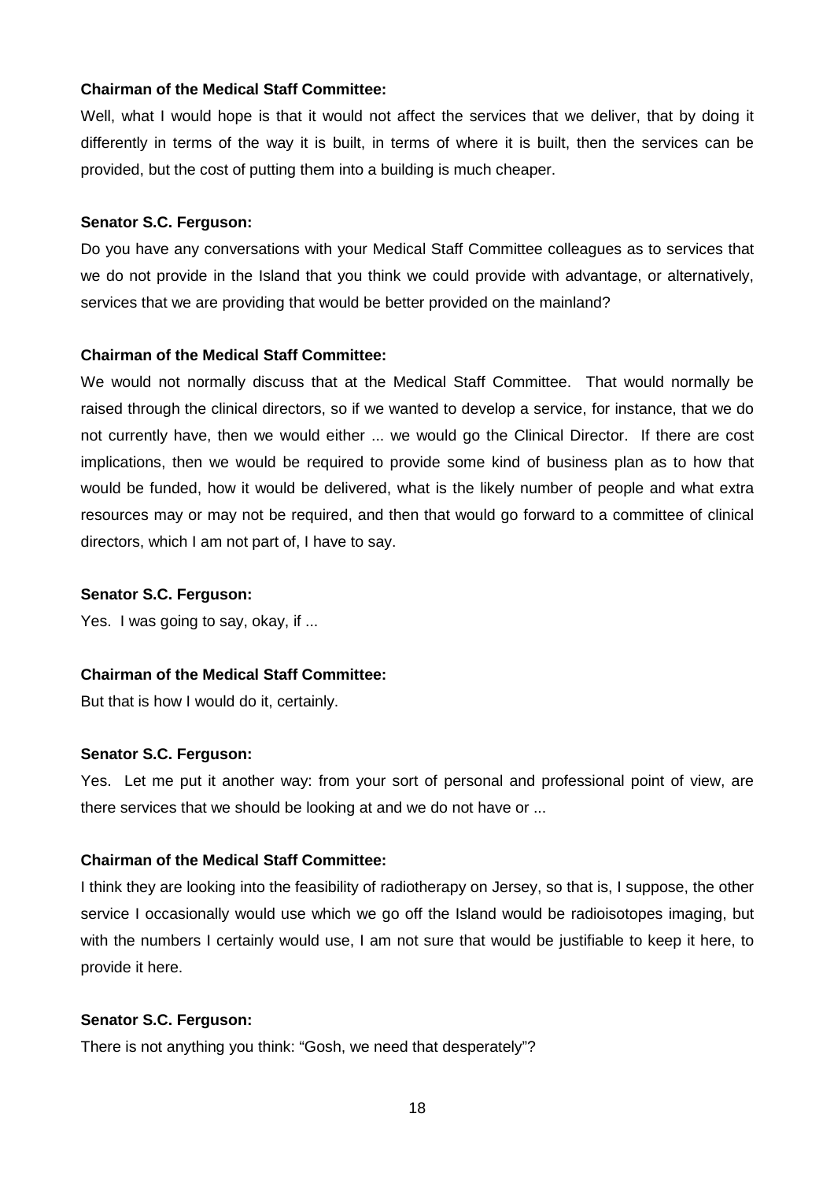**Chairman of the Medical Staff Committee:**

Well, what I would hope is that it would not affect the services that we deliver, that by doing it differently in terms of the way it is built, in terms of where it is built, then the services can be provided, but the cost of putting them into a building is much cheaper.

**Senator S.C. Ferguson:**

Do you have any conversations with your Medical Staff Committee colleagues as to services that we do not provide in the Island that you think we could provide with advantage, or alternatively, services that we are providing that would be better provided on the mainland?

**Chairman of the Medical Staff Committee:**

We would not normally discuss that at the Medical Staff Committee. That would normally be raised through the clinical directors, so if we wanted to develop a service, for instance, that we do not currently have, then we would either ... we would go the Clinical Director. If there are cost implications, then we would be required to provide some kind of business plan as to how that would be funded, how it would be delivered, what is the likely number of people and what extra resources may or may not be required, and then that would go forward to a committee of clinical directors, which I am not part of, I have to say.

**Senator S.C. Ferguson:**

Yes. I was going to say, okay, if ...

**Chairman of the Medical Staff Committee:**

But that is how I would do it, certainly.

**Senator S.C. Ferguson:**

Yes. Let me put it another way: from your sort of personal and professional point of view, are there services that we should be looking at and we do not have or ...

**Chairman of the Medical Staff Committee:**

I think they are looking into the feasibility of radiotherapy on Jersey, so that is, I suppose, the other service I occasionally would use which we go off the Island would be radioisotopes imaging, but with the numbers I certainly would use, I am not sure that would be justifiable to keep it here, to provide it here.

**Senator S.C. Ferguson:**

There is not anything you think: "Gosh, we need that desperately"?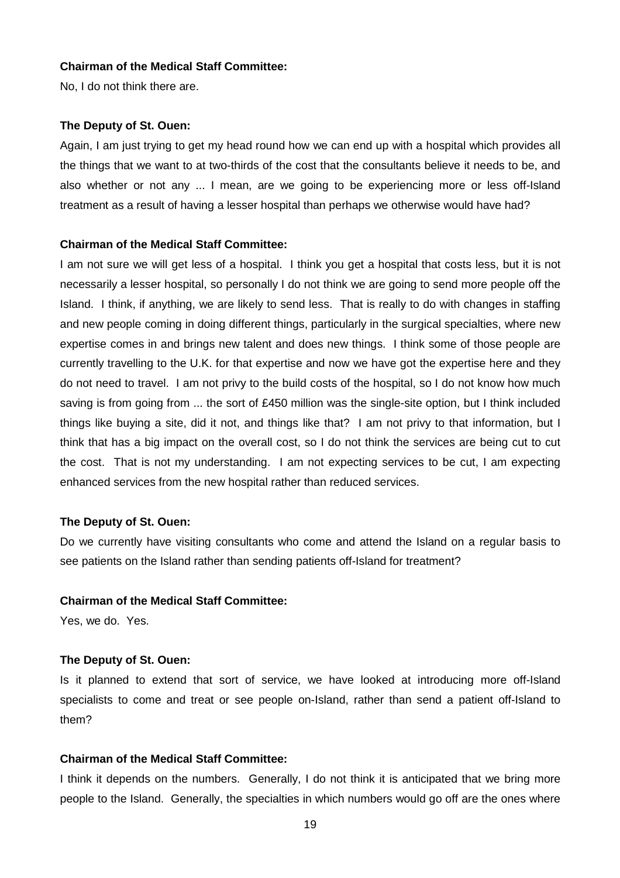**Chairman of the Medical Staff Committee:**

No, I do not think there are.

**The Deputy of St. Ouen:**

Again, I am just trying to get my head round how we can end up with a hospital which provides all the things that we want to at two-thirds of the cost that the consultants believe it needs to be, and also whether or not any ... I mean, are we going to be experiencing more or less off-Island treatment as a result of having a lesser hospital than perhaps we otherwise would have had?

**Chairman of the Medical Staff Committee:**

I am not sure we will get less of a hospital. I think you get a hospital that costs less, but it is not necessarily a lesser hospital, so personally I do not think we are going to send more people off the Island. I think, if anything, we are likely to send less. That is really to do with changes in staffing and new people coming in doing different things, particularly in the surgical specialties, where new expertise comes in and brings new talent and does new things. I think some of those people are currently travelling to the U.K. for that expertise and now we have got the expertise here and they do not need to travel. I am not privy to the build costs of the hospital, so I do not know how much saving is from going from ... the sort of £450 million was the single-site option, but I think included things like buying a site, did it not, and things like that? I am not privy to that information, but I think that has a big impact on the overall cost, so I do not think the services are being cut to cut the cost. That is not my understanding. I am not expecting services to be cut, I am expecting enhanced services from the new hospital rather than reduced services.

**The Deputy of St. Ouen:**

Do we currently have visiting consultants who come and attend the Island on a regular basis to see patients on the Island rather than sending patients off-Island for treatment?

**Chairman of the Medical Staff Committee:**

Yes, we do. Yes.

**The Deputy of St. Ouen:**

Is it planned to extend that sort of service, we have looked at introducing more off-Island specialists to come and treat or see people on-Island, rather than send a patient off-Island to them?

**Chairman of the Medical Staff Committee:**

I think it depends on the numbers. Generally, I do not think it is anticipated that we bring more people to the Island. Generally, the specialties in which numbers would go off are the ones where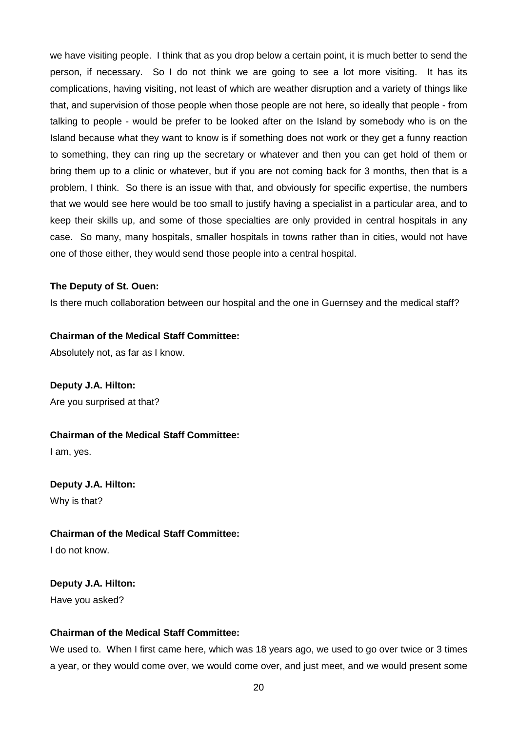we have visiting people. I think that as you drop below a certain point, it is much better to send the person, if necessary. So I do not think we are going to see a lot more visiting. It has its complications, having visiting, not least of which are weather disruption and a variety of things like that, and supervision of those people when those people are not here, so ideally that people - from talking to people - would be prefer to be looked after on the Island by somebody who is on the Island because what they want to know is if something does not work or they get a funny reaction to something, they can ring up the secretary or whatever and then you can get hold of them or bring them up to a clinic or whatever, but if you are not coming back for 3 months, then that is a problem, I think. So there is an issue with that, and obviously for specific expertise, the numbers that we would see here would be too small to justify having a specialist in a particular area, and to keep their skills up, and some of those specialties are only provided in central hospitals in any case. So many, many hospitals, smaller hospitals in towns rather than in cities, would not have one of those either, they would send those people into a central hospital.

**The Deputy of St. Ouen:**

Is there much collaboration between our hospital and the one in Guernsey and the medical staff?

**Chairman of the Medical Staff Committee:**

Absolutely not, as far as I know.

**Deputy J.A. Hilton:**

Are you surprised at that?

**Chairman of the Medical Staff Committee:**

I am, yes.

**Deputy J.A. Hilton:**

Why is that?

**Chairman of the Medical Staff Committee:**

I do not know.

**Deputy J.A. Hilton:**

Have you asked?

**Chairman of the Medical Staff Committee:**

We used to. When I first came here, which was 18 years ago, we used to go over twice or 3 times a year, or they would come over, we would come over, and just meet, and we would present some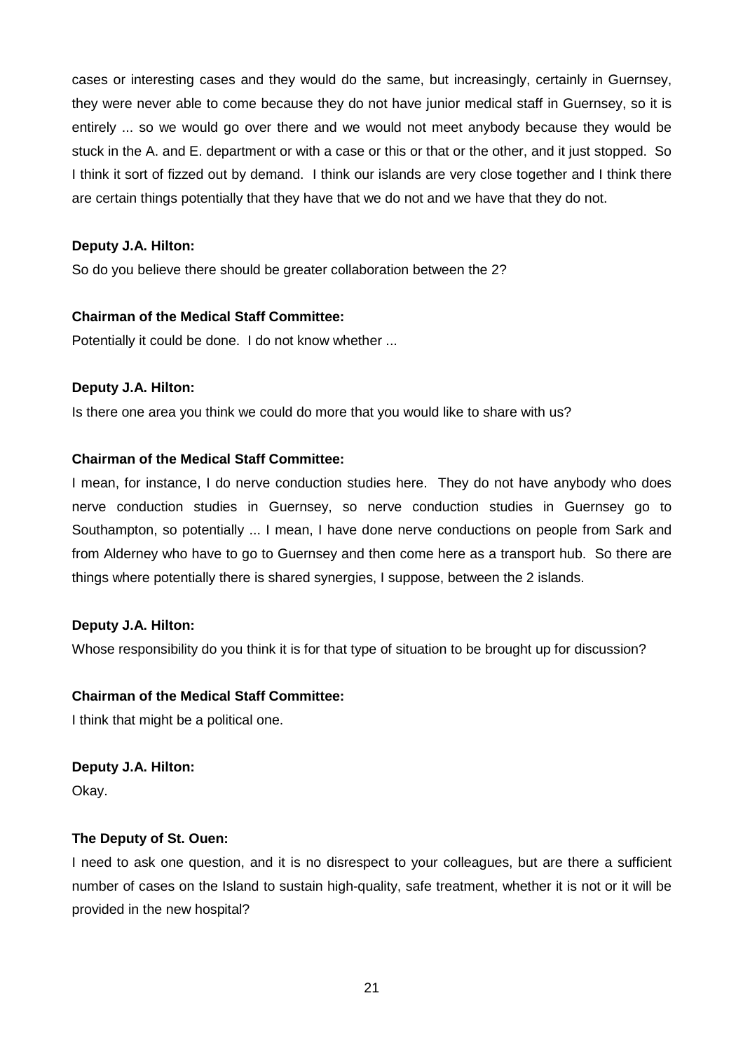cases or interesting cases and they would do the same, but increasingly, certainly in Guernsey, they were never able to come because they do not have junior medical staff in Guernsey, so it is entirely ... so we would go over there and we would not meet anybody because they would be stuck in the A. and E. department or with a case or this or that or the other, and it just stopped. So I think it sort of fizzed out by demand. I think our islands are very close together and I think there are certain things potentially that they have that we do not and we have that they do not.

**Deputy J.A. Hilton:**

So do you believe there should be greater collaboration between the 2?

**Chairman of the Medical Staff Committee:**

Potentially it could be done. I do not know whether ...

**Deputy J.A. Hilton:**

Is there one area you think we could do more that you would like to share with us?

**Chairman of the Medical Staff Committee:**

I mean, for instance, I do nerve conduction studies here. They do not have anybody who does nerve conduction studies in Guernsey, so nerve conduction studies in Guernsey go to Southampton, so potentially ... I mean, I have done nerve conductions on people from Sark and from Alderney who have to go to Guernsey and then come here as a transport hub. So there are things where potentially there is shared synergies, I suppose, between the 2 islands.

**Deputy J.A. Hilton:**

Whose responsibility do you think it is for that type of situation to be brought up for discussion?

**Chairman of the Medical Staff Committee:**

I think that might be a political one.

**Deputy J.A. Hilton:**

Okay.

**The Deputy of St. Ouen:**

I need to ask one question, and it is no disrespect to your colleagues, but are there a sufficient number of cases on the Island to sustain high-quality, safe treatment, whether it is not or it will be provided in the new hospital?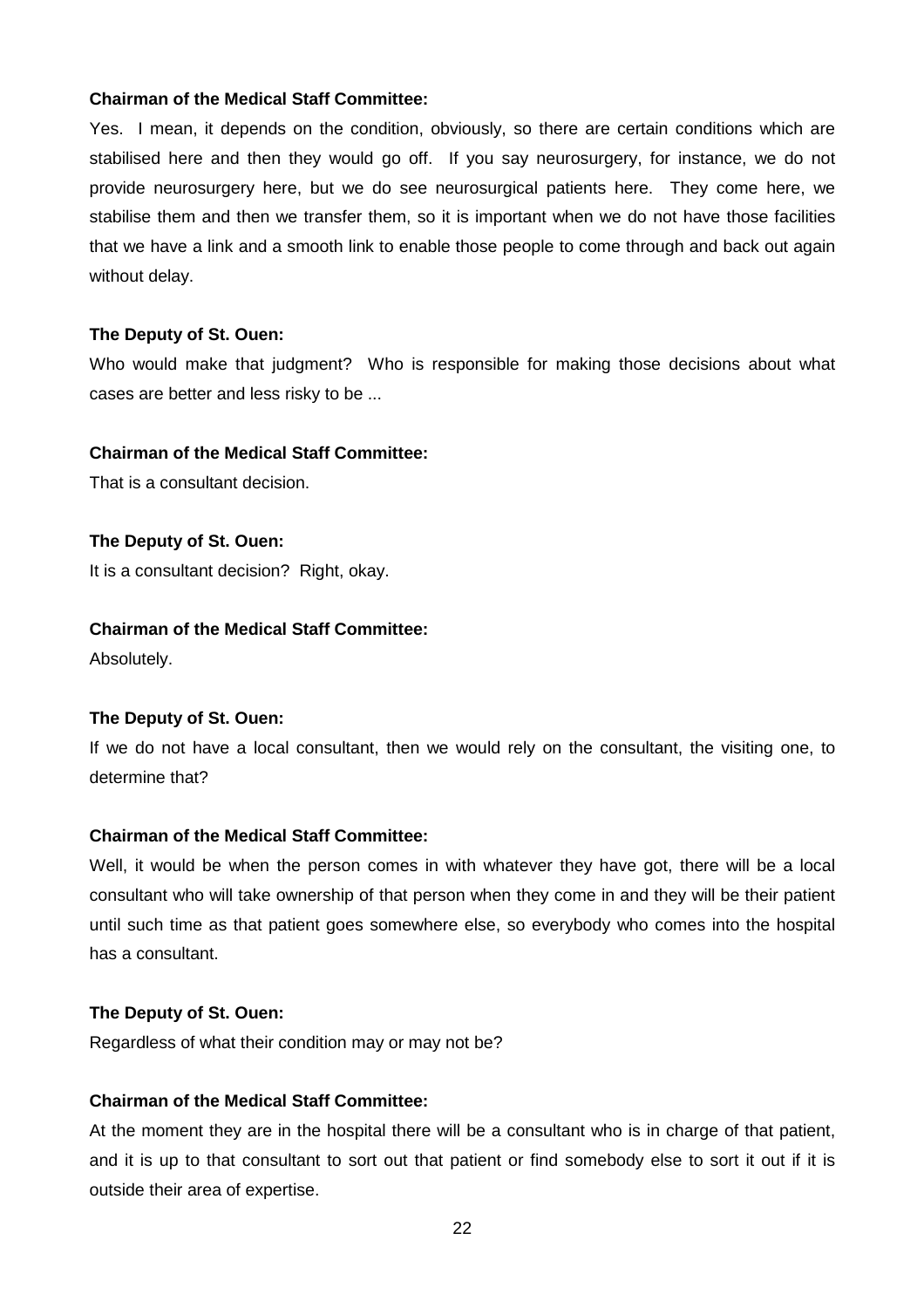**Chairman of the Medical Staff Committee:**

Yes. I mean, it depends on the condition, obviously, so there are certain conditions which are stabilised here and then they would go off. If you say neurosurgery, for instance, we do not provide neurosurgery here, but we do see neurosurgical patients here. They come here, we stabilise them and then we transfer them, so it is important when we do not have those facilities that we have a link and a smooth link to enable those people to come through and back out again without delay.

**The Deputy of St. Ouen:**

Who would make that judgment? Who is responsible for making those decisions about what cases are better and less risky to be ...

**Chairman of the Medical Staff Committee:**

That is a consultant decision.

**The Deputy of St. Ouen:**

It is a consultant decision? Right, okay.

**Chairman of the Medical Staff Committee:**

Absolutely.

**The Deputy of St. Ouen:**

If we do not have a local consultant, then we would rely on the consultant, the visiting one, to determine that?

**Chairman of the Medical Staff Committee:**

Well, it would be when the person comes in with whatever they have got, there will be a local consultant who will take ownership of that person when they come in and they will be their patient until such time as that patient goes somewhere else, so everybody who comes into the hospital has a consultant.

**The Deputy of St. Ouen:**

Regardless of what their condition may or may not be?

**Chairman of the Medical Staff Committee:**

At the moment they are in the hospital there will be a consultant who is in charge of that patient, and it is up to that consultant to sort out that patient or find somebody else to sort it out if it is outside their area of expertise.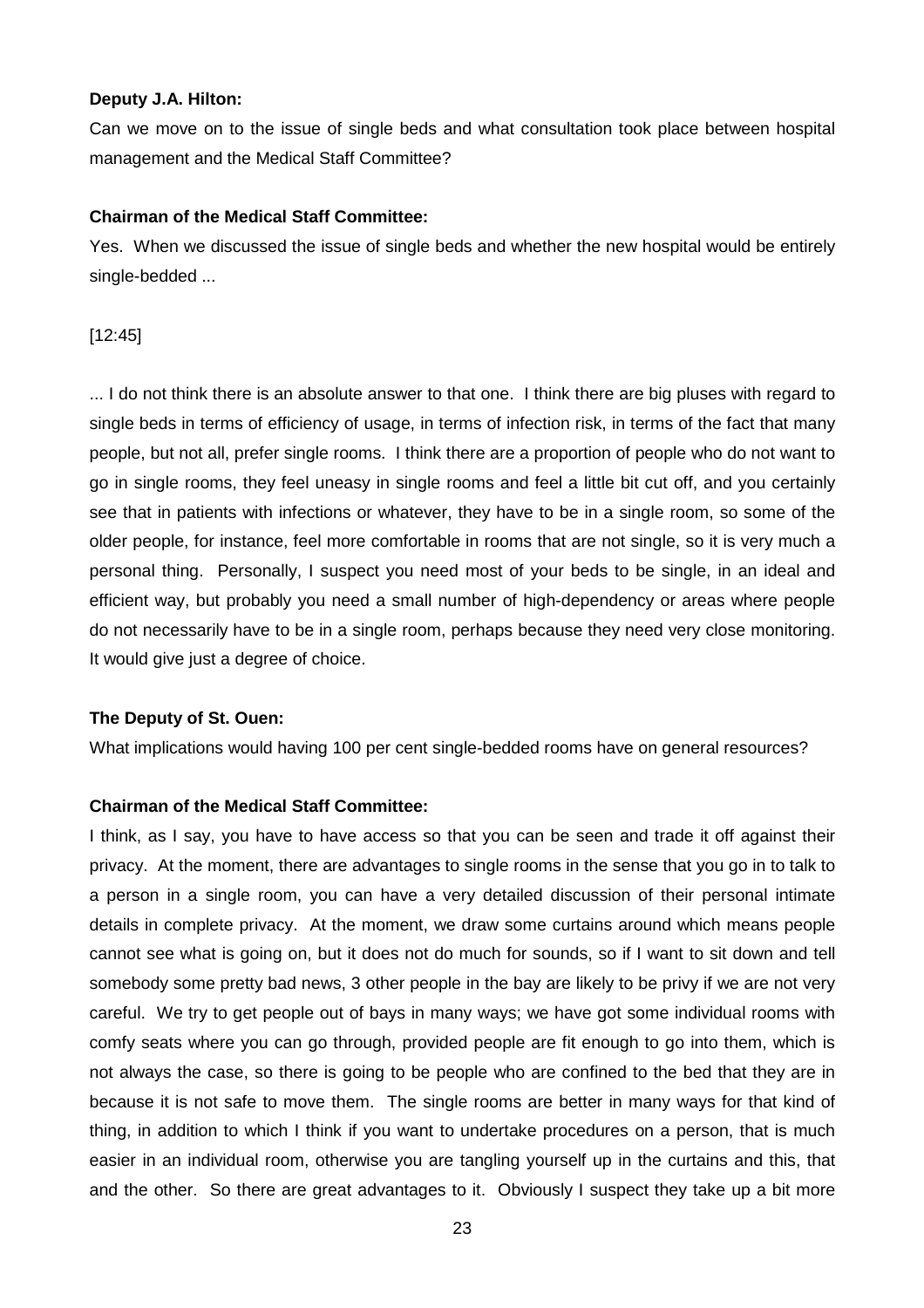**Deputy J.A. Hilton:**

Can we move on to the issue of single beds and what consultation took place between hospital management and the Medical Staff Committee?

**Chairman of the Medical Staff Committee:**

Yes. When we discussed the issue of single beds and whether the new hospital would be entirely single-bedded ...

[12:45]

... I do not think there is an absolute answer to that one. I think there are big pluses with regard to single beds in terms of efficiency of usage, in terms of infection risk, in terms of the fact that many people, but not all, prefer single rooms. I think there are a proportion of people who do not want to go in single rooms, they feel uneasy in single rooms and feel a little bit cut off, and you certainly see that in patients with infections or whatever, they have to be in a single room, so some of the older people, for instance, feel more comfortable in rooms that are not single, so it is very much a personal thing. Personally, I suspect you need most of your beds to be single, in an ideal and efficient way, but probably you need a small number of high-dependency or areas where people do not necessarily have to be in a single room, perhaps because they need very close monitoring. It would give just a degree of choice.

**The Deputy of St. Ouen:**

What implications would having 100 per cent single-bedded rooms have on general resources?

**Chairman of the Medical Staff Committee:**

I think, as I say, you have to have access so that you can be seen and trade it off against their privacy. At the moment, there are advantages to single rooms in the sense that you go in to talk to a person in a single room, you can have a very detailed discussion of their personal intimate details in complete privacy. At the moment, we draw some curtains around which means people cannot see what is going on, but it does not do much for sounds, so if I want to sit down and tell somebody some pretty bad news, 3 other people in the bay are likely to be privy if we are not very careful. We try to get people out of bays in many ways; we have got some individual rooms with comfy seats where you can go through, provided people are fit enough to go into them, which is not always the case, so there is going to be people who are confined to the bed that they are in because it is not safe to move them. The single rooms are better in many ways for that kind of thing, in addition to which I think if you want to undertake procedures on a person, that is much easier in an individual room, otherwise you are tangling yourself up in the curtains and this, that and the other. So there are great advantages to it. Obviously I suspect they take up a bit more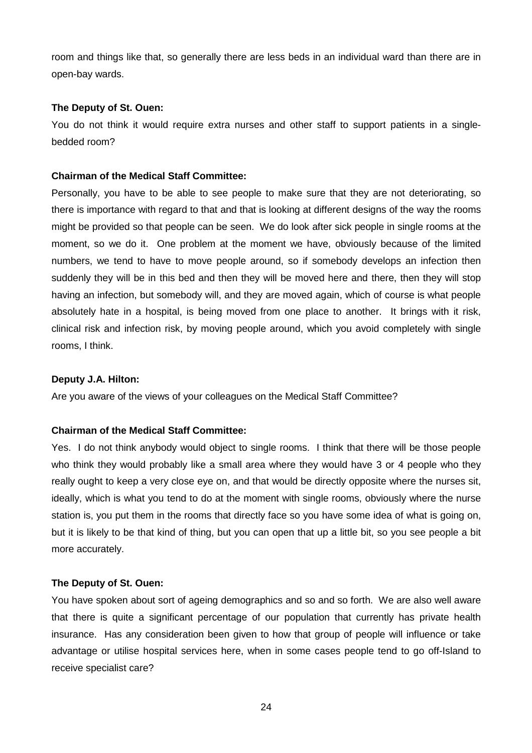room and things like that, so generally there are less beds in an individual ward than there are in open-bay wards.

**The Deputy of St. Ouen:**

You do not think it would require extra nurses and other staff to support patients in a single-bedded room?

**Chairman of the Medical Staff Committee:**

Personally, you have to be able to see people to make sure that they are not deteriorating, so there is importance with regard to that and that is looking at different designs of the way the rooms might be provided so that people can be seen. We do look after sick people in single rooms at the moment, so we do it. One problem at the moment we have, obviously because of the limited numbers, we tend to have to move people around, so if somebody develops an infection then suddenly they will be in this bed and then they will be moved here and there, then they will stop having an infection, but somebody will, and they are moved again, which of course is what people absolutely hate in a hospital, is being moved from one place to another. It brings with it risk, clinical risk and infection risk, by moving people around, which you avoid completely with single rooms, I think.

**Deputy J.A. Hilton:**

Are you aware of the views of your colleagues on the Medical Staff Committee?

**Chairman of the Medical Staff Committee:**

Yes. I do not think anybody would object to single rooms. I think that there will be those people who think they would probably like a small area where they would have 3 or 4 people who they really ought to keep a very close eye on, and that would be directly opposite where the nurses sit, ideally, which is what you tend to do at the moment with single rooms, obviously where the nurse station is, you put them in the rooms that directly face so you have some idea of what is going on, but it is likely to be that kind of thing, but you can open that up a little bit, so you see people a bit more accurately.

**The Deputy of St. Ouen:**

You have spoken about sort of ageing demographics and so and so forth. We are also well aware that there is quite a significant percentage of our population that currently has private health insurance. Has any consideration been given to how that group of people will influence or take advantage or utilise hospital services here, when in some cases people tend to go off-Island to receive specialist care?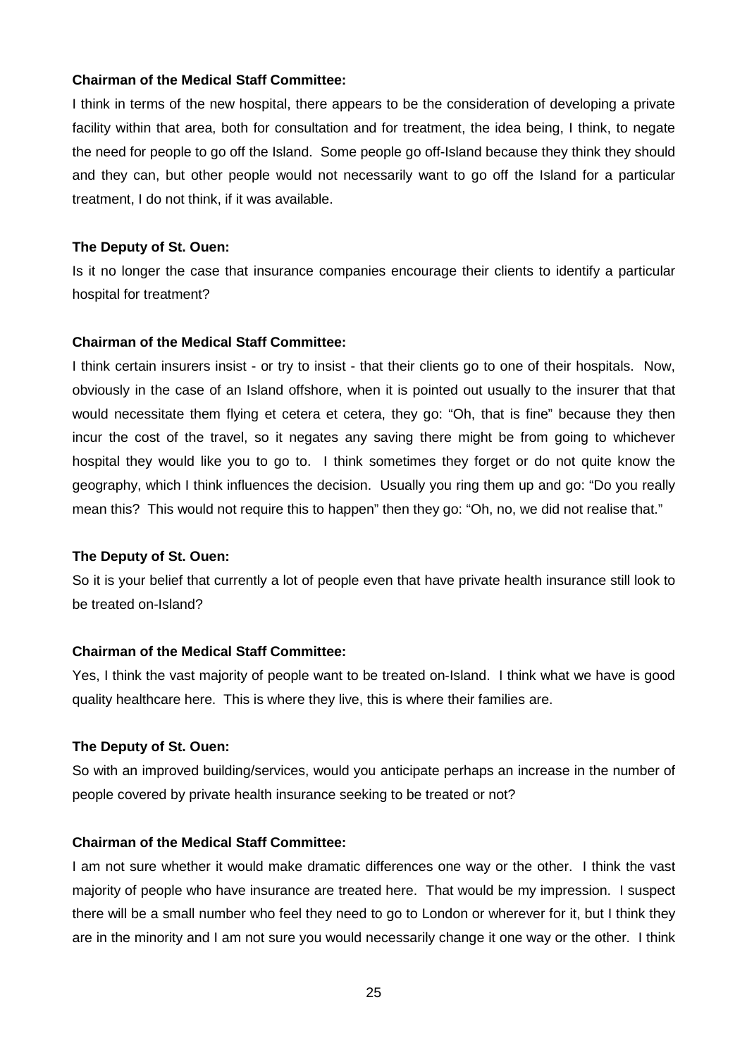**Chairman of the Medical Staff Committee:**

I think in terms of the new hospital, there appears to be the consideration of developing a private facility within that area, both for consultation and for treatment, the idea being, I think, to negate the need for people to go off the Island. Some people go off-Island because they think they should and they can, but other people would not necessarily want to go off the Island for a particular treatment, I do not think, if it was available.

**The Deputy of St. Ouen:**

Is it no longer the case that insurance companies encourage their clients to identify a particular hospital for treatment?

**Chairman of the Medical Staff Committee:**

I think certain insurers insist - or try to insist - that their clients go to one of their hospitals. Now, obviously in the case of an Island offshore, when it is pointed out usually to the insurer that that would necessitate them flying et cetera et cetera, they go: "Oh, that is fine" because they then incur the cost of the travel, so it negates any saving there might be from going to whichever hospital they would like you to go to. I think sometimes they forget or do not quite know the geography, which I think influences the decision. Usually you ring them up and go: "Do you really mean this? This would not require this to happen" then they go: "Oh, no, we did not realise that."

**The Deputy of St. Ouen:**

So it is your belief that currently a lot of people even that have private health insurance still look to be treated on-Island?

**Chairman of the Medical Staff Committee:**

Yes, I think the vast majority of people want to be treated on-Island. I think what we have is good quality healthcare here. This is where they live, this is where their families are.

**The Deputy of St. Ouen:**

So with an improved building/services, would you anticipate perhaps an increase in the number of people covered by private health insurance seeking to be treated or not?

**Chairman of the Medical Staff Committee:**

I am not sure whether it would make dramatic differences one way or the other. I think the vast majority of people who have insurance are treated here. That would be my impression. I suspect there will be a small number who feel they need to go to London or wherever for it, but I think they are in the minority and I am not sure you would necessarily change it one way or the other. I think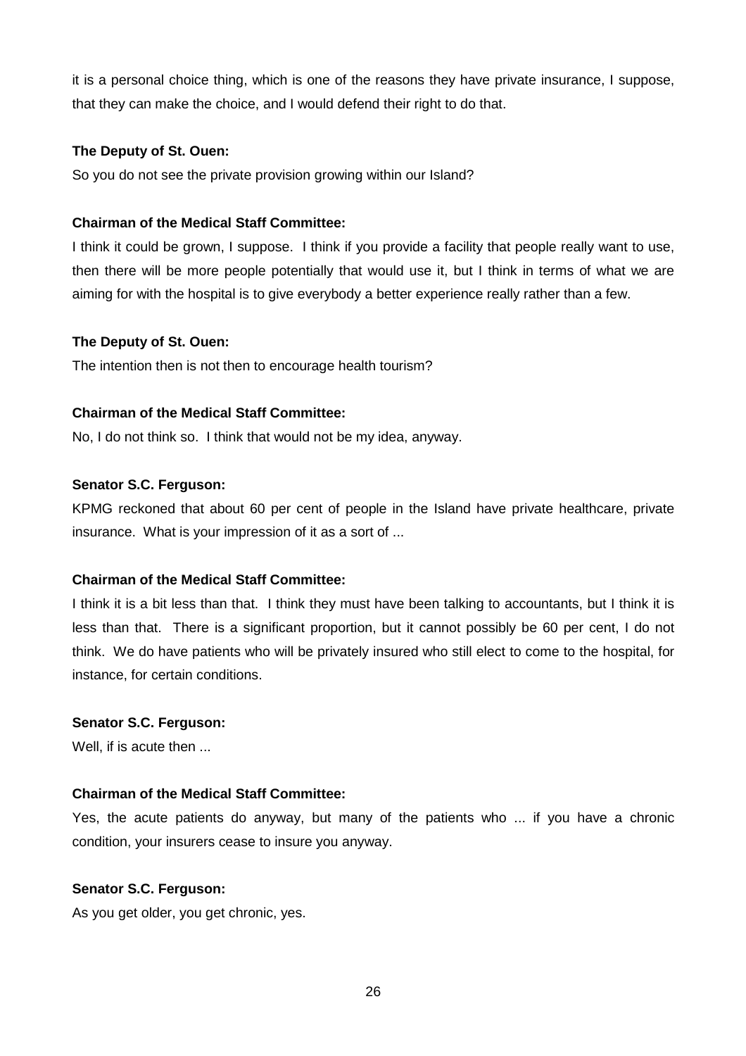it is a personal choice thing, which is one of the reasons they have private insurance, I suppose, that they can make the choice, and I would defend their right to do that.

**The Deputy of St. Ouen:**

So you do not see the private provision growing within our Island?

**Chairman of the Medical Staff Committee:**

I think it could be grown, I suppose. I think if you provide a facility that people really want to use, then there will be more people potentially that would use it, but I think in terms of what we are aiming for with the hospital is to give everybody a better experience really rather than a few.

**The Deputy of St. Ouen:**

The intention then is not then to encourage health tourism?

**Chairman of the Medical Staff Committee:**

No, I do not think so. I think that would not be my idea, anyway.

**Senator S.C. Ferguson:**

KPMG reckoned that about 60 per cent of people in the Island have private healthcare, private insurance. What is your impression of it as a sort of ...

**Chairman of the Medical Staff Committee:**

I think it is a bit less than that. I think they must have been talking to accountants, but I think it is less than that. There is a significant proportion, but it cannot possibly be 60 per cent, I do not think. We do have patients who will be privately insured who still elect to come to the hospital, for instance, for certain conditions.

**Senator S.C. Ferguson:**

Well, if is acute then ...

**Chairman of the Medical Staff Committee:**

Yes, the acute patients do anyway, but many of the patients who ... if you have a chronic condition, your insurers cease to insure you anyway.

**Senator S.C. Ferguson:**

As you get older, you get chronic, yes.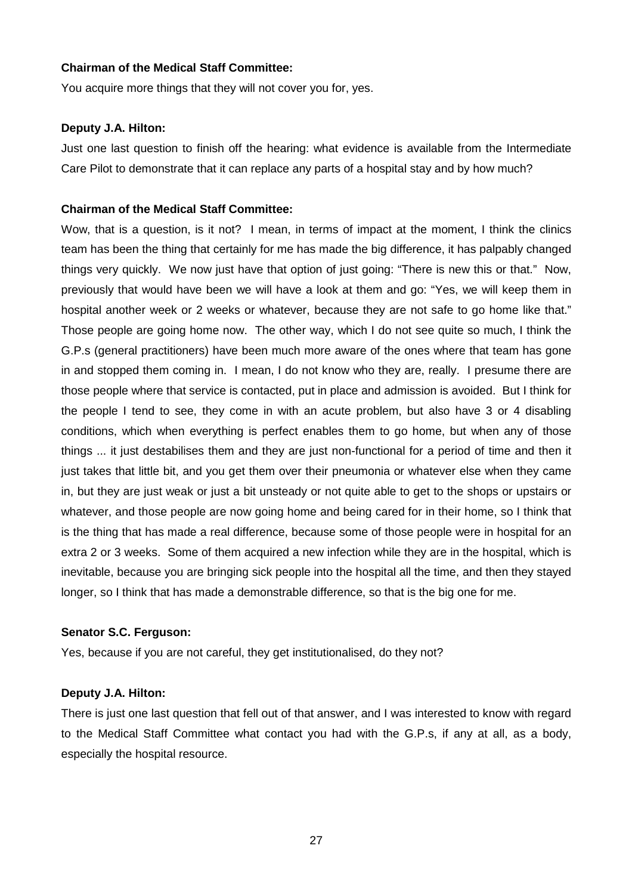**Chairman of the Medical Staff Committee:**

You acquire more things that they will not cover you for, yes.

**Deputy J.A. Hilton:**

Just one last question to finish off the hearing: what evidence is available from the Intermediate Care Pilot to demonstrate that it can replace any parts of a hospital stay and by how much?

**Chairman of the Medical Staff Committee:**

Wow, that is a question, is it not? I mean, in terms of impact at the moment, I think the clinics team has been the thing that certainly for me has made the big difference, it has palpably changed things very quickly. We now just have that option of just going: "There is new this or that." Now, previously that would have been we will have a look at them and go: "Yes, we will keep them in hospital another week or 2 weeks or whatever, because they are not safe to go home like that." Those people are going home now. The other way, which I do not see quite so much, I think the G.P.s (general practitioners) have been much more aware of the ones where that team has gone in and stopped them coming in. I mean, I do not know who they are, really. I presume there are those people where that service is contacted, put in place and admission is avoided. But I think for the people I tend to see, they come in with an acute problem, but also have 3 or 4 disabling conditions, which when everything is perfect enables them to go home, but when any of those things ... it just destabilises them and they are just non-functional for a period of time and then it just takes that little bit, and you get them over their pneumonia or whatever else when they came in, but they are just weak or just a bit unsteady or not quite able to get to the shops or upstairs or whatever, and those people are now going home and being cared for in their home, so I think that is the thing that has made a real difference, because some of those people were in hospital for an extra 2 or 3 weeks. Some of them acquired a new infection while they are in the hospital, which is inevitable, because you are bringing sick people into the hospital all the time, and then they stayed longer, so I think that has made a demonstrable difference, so that is the big one for me.

**Senator S.C. Ferguson:**

Yes, because if you are not careful, they get institutionalised, do they not?

**Deputy J.A. Hilton:**

There is just one last question that fell out of that answer, and I was interested to know with regard to the Medical Staff Committee what contact you had with the G.P.s, if any at all, as a body, especially the hospital resource.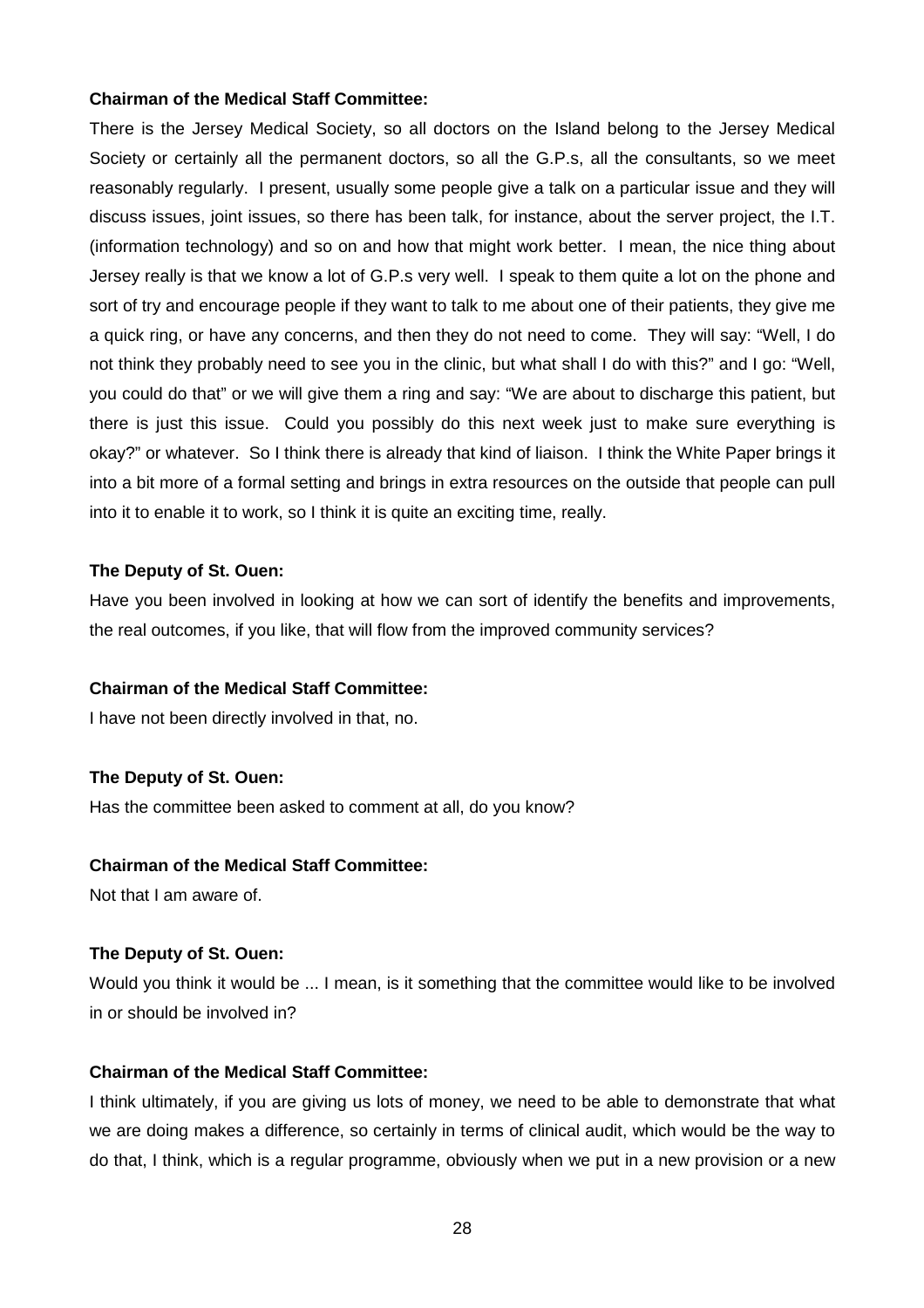**Chairman of the Medical Staff Committee:**

There is the Jersey Medical Society, so all doctors on the Island belong to the Jersey Medical Society or certainly all the permanent doctors, so all the G.P.s, all the consultants, so we meet reasonably regularly. I present, usually some people give a talk on a particular issue and they will discuss issues, joint issues, so there has been talk, for instance, about the server project, the I.T. (information technology) and so on and how that might work better. I mean, the nice thing about Jersey really is that we know a lot of G.P.s very well. I speak to them quite a lot on the phone and sort of try and encourage people if they want to talk to me about one of their patients, they give me a quick ring, or have any concerns, and then they do not need to come. They will say: "Well, I do not think they probably need to see you in the clinic, but what shall I do with this?" and I go: "Well, you could do that" or we will give them a ring and say: "We are about to discharge this patient, but there is just this issue. Could you possibly do this next week just to make sure everything is okay?" or whatever. So I think there is already that kind of liaison. I think the White Paper brings it into a bit more of a formal setting and brings in extra resources on the outside that people can pull into it to enable it to work, so I think it is quite an exciting time, really.

**The Deputy of St. Ouen:**

Have you been involved in looking at how we can sort of identify the benefits and improvements, the real outcomes, if you like, that will flow from the improved community services?

**Chairman of the Medical Staff Committee:**

I have not been directly involved in that, no.

**The Deputy of St. Ouen:**

Has the committee been asked to comment at all, do you know?

**Chairman of the Medical Staff Committee:**

Not that I am aware of.

**The Deputy of St. Ouen:**

Would you think it would be ... I mean, is it something that the committee would like to be involved in or should be involved in?

**Chairman of the Medical Staff Committee:**

I think ultimately, if you are giving us lots of money, we need to be able to demonstrate that what we are doing makes a difference, so certainly in terms of clinical audit, which would be the way to do that, I think, which is a regular programme, obviously when we put in a new provision or a new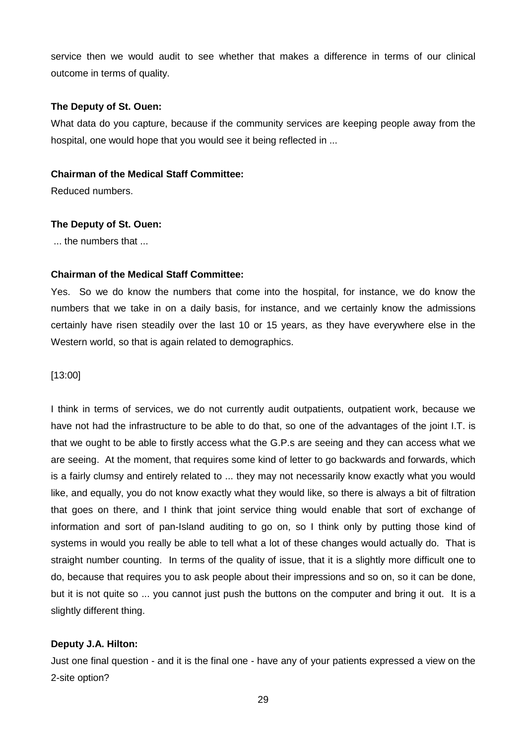service then we would audit to see whether that makes a difference in terms of our clinical outcome in terms of quality.

**The Deputy of St. Ouen:**

What data do you capture, because if the community services are keeping people away from the hospital, one would hope that you would see it being reflected in ...

**Chairman of the Medical Staff Committee:**

Reduced numbers.

**The Deputy of St. Ouen:**

... the numbers that ...

**Chairman of the Medical Staff Committee:**

Yes. So we do know the numbers that come into the hospital, for instance, we do know the numbers that we take in on a daily basis, for instance, and we certainly know the admissions certainly have risen steadily over the last 10 or 15 years, as they have everywhere else in the Western world, so that is again related to demographics.

[13:00]

I think in terms of services, we do not currently audit outpatients, outpatient work, because we have not had the infrastructure to be able to do that, so one of the advantages of the joint I.T. is that we ought to be able to firstly access what the G.P.s are seeing and they can access what we are seeing. At the moment, that requires some kind of letter to go backwards and forwards, which is a fairly clumsy and entirely related to ... they may not necessarily know exactly what you would like, and equally, you do not know exactly what they would like, so there is always a bit of filtration that goes on there, and I think that joint service thing would enable that sort of exchange of information and sort of pan-Island auditing to go on, so I think only by putting those kind of systems in would you really be able to tell what a lot of these changes would actually do. That is straight number counting. In terms of the quality of issue, that it is a slightly more difficult one to do, because that requires you to ask people about their impressions and so on, so it can be done, but it is not quite so ... you cannot just push the buttons on the computer and bring it out. It is a slightly different thing.

**Deputy J.A. Hilton:**

Just one final question - and it is the final one - have any of your patients expressed a view on the 2-site option?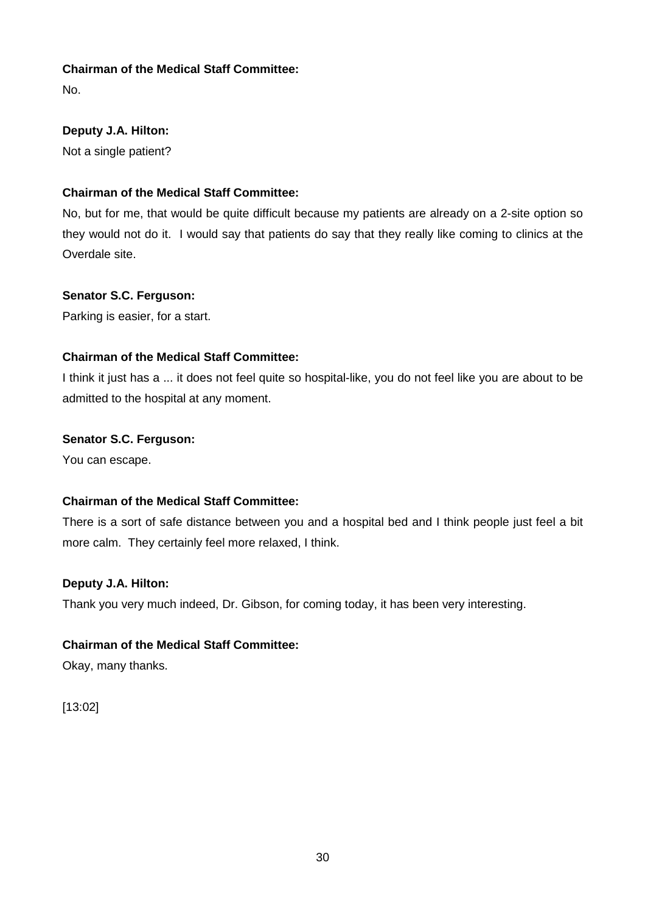**Chairman of the Medical Staff Committee:**

No.

**Deputy J.A. Hilton:**

Not a single patient?

**Chairman of the Medical Staff Committee:**

No, but for me, that would be quite difficult because my patients are already on a 2-site option so they would not do it. I would say that patients do say that they really like coming to clinics at the Overdale site.

**Senator S.C. Ferguson:**

Parking is easier, for a start.

**Chairman of the Medical Staff Committee:**

I think it just has a ... it does not feel quite so hospital-like, you do not feel like you are about to be admitted to the hospital at any moment.

**Senator S.C. Ferguson:**

You can escape.

**Chairman of the Medical Staff Committee:**

There is a sort of safe distance between you and a hospital bed and I think people just feel a bit more calm. They certainly feel more relaxed, I think.

**Deputy J.A. Hilton:**

Thank you very much indeed, Dr. Gibson, for coming today, it has been very interesting.

**Chairman of the Medical Staff Committee:**

Okay, many thanks.

[13:02]